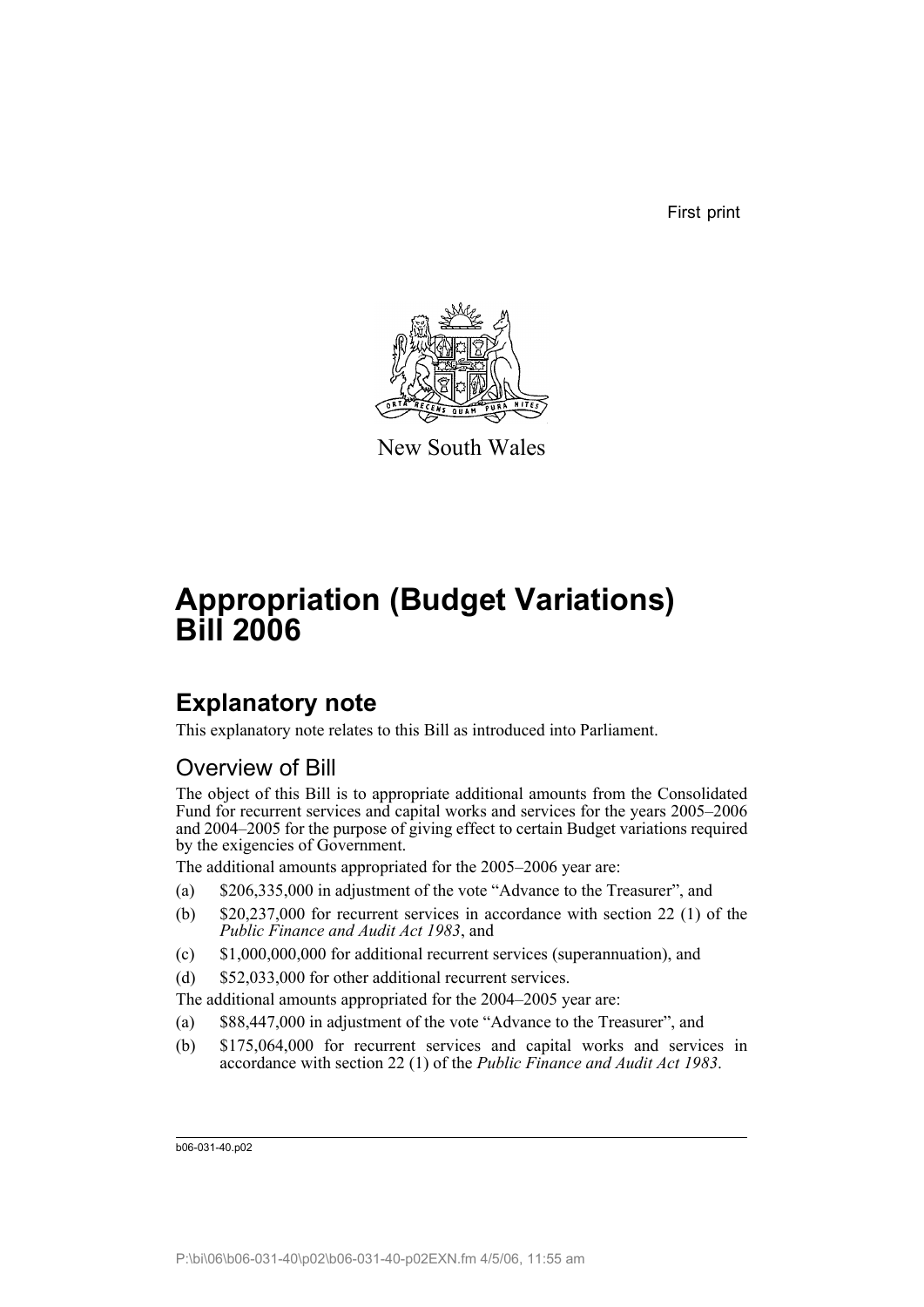First print

New South Wales

# Appropriation (Budget Variations) Bill 2006

## Explanatory note

This explanatory note relates to this Bill as introduced into Parliament.

### Overview of Bill

The object of this Bill is to appropriate additional amounts from the Consolidated Fund for recurrent services and capital works and services for the years 2005–2006 and 2004–2005 for the purpose of giving effect to certain Budget variations required by the exigencies of Government.

The additional amounts appropriated for the 2005–2006 year are:

(a) $206,335,000 in adjustment of the vote "Advance to the Treasurer", and

(b) $20,237,000 for recurrent services in accordance with section 22 (1) of the *Public Finance and Audit Act 1983*, and

(c) $1,000,000,000 for additional recurrent services (superannuation), and

(d) $52,033,000 for other additional recurrent services.

The additional amounts appropriated for the 2004–2005 year are:

(a) $88,447,000 in adjustment of the vote "Advance to the Treasurer", and

(b) $175,064,000 for recurrent services and capital works and services in accordance with section 22 (1) of the *Public Finance and Audit Act 1983*.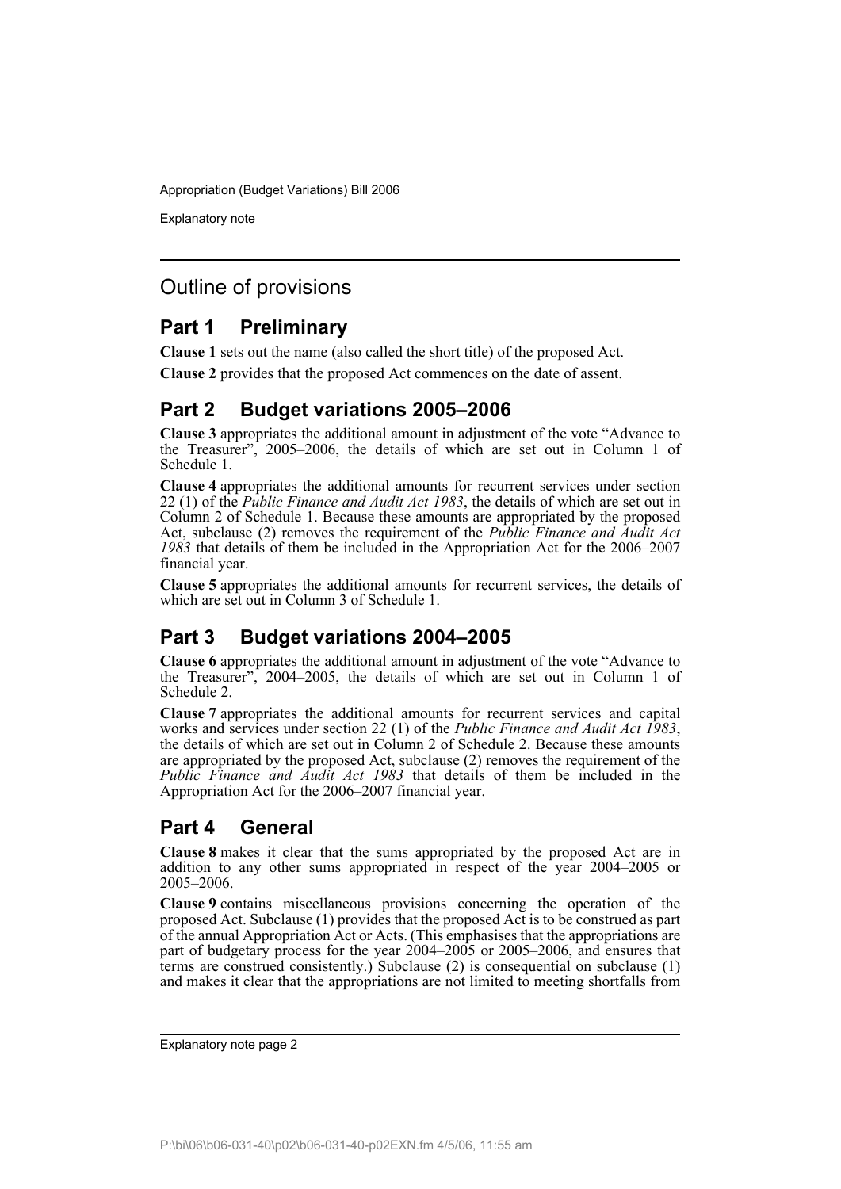## Outline of provisions

### Part 1 Preliminary

**Clause 1** sets out the name (also called the short title) of the proposed Act.

**Clause 2** provides that the proposed Act commences on the date of assent.

### Part 2 Budget variations 2005–2006

**Clause 3** appropriates the additional amount in adjustment of the vote "Advance to the Treasurer", 2005–2006, the details of which are set out in Column 1 of Schedule 1.

**Clause 4** appropriates the additional amounts for recurrent services under section 22 (1) of the *Public Finance and Audit Act 1983*, the details of which are set out in Column 2 of Schedule 1. Because these amounts are appropriated by the proposed Act, subclause (2) removes the requirement of the *Public Finance and Audit Act 1983* that details of them be included in the Appropriation Act for the 2006–2007 financial year.

**Clause 5** appropriates the additional amounts for recurrent services, the details of which are set out in Column 3 of Schedule 1.

### Part 3 Budget variations 2004–2005

**Clause 6** appropriates the additional amount in adjustment of the vote "Advance to the Treasurer", 2004–2005, the details of which are set out in Column 1 of Schedule 2.

**Clause 7** appropriates the additional amounts for recurrent services and capital works and services under section 22 (1) of the *Public Finance and Audit Act 1983*, the details of which are set out in Column 2 of Schedule 2. Because these amounts are appropriated by the proposed Act, subclause (2) removes the requirement of the *Public Finance and Audit Act 1983* that details of them be included in the Appropriation Act for the 2006–2007 financial year.

### Part 4 General

**Clause 8** makes it clear that the sums appropriated by the proposed Act are in addition to any other sums appropriated in respect of the year 2004–2005 or 2005–2006.

**Clause 9** contains miscellaneous provisions concerning the operation of the proposed Act. Subclause (1) provides that the proposed Act is to be construed as part of the annual Appropriation Act or Acts. (This emphasises that the appropriations are part of budgetary process for the year 2004–2005 or 2005–2006, and ensures that terms are construed consistently.) Subclause (2) is consequential on subclause (1) and makes it clear that the appropriations are not limited to meeting shortfalls from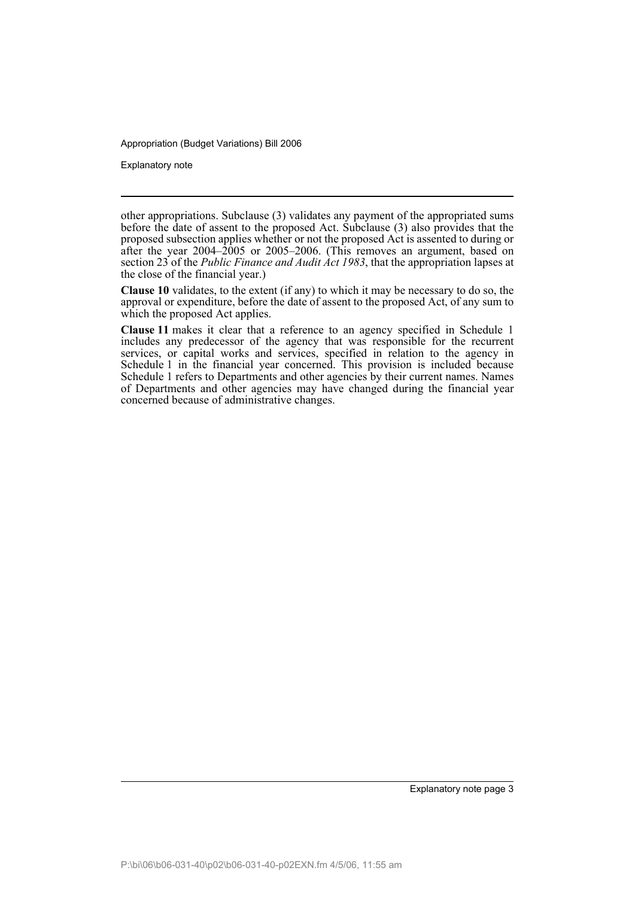other appropriations. Subclause (3) validates any payment of the appropriated sums before the date of assent to the proposed Act. Subclause (3) also provides that the proposed subsection applies whether or not the proposed Act is assented to during or after the year 2004–2005 or 2005–2006. (This removes an argument, based on section 23 of the *Public Finance and Audit Act 1983*, that the appropriation lapses at the close of the financial year.)

**Clause 10** validates, to the extent (if any) to which it may be necessary to do so, the approval or expenditure, before the date of assent to the proposed Act, of any sum to which the proposed Act applies.

**Clause 11** makes it clear that a reference to an agency specified in Schedule 1 includes any predecessor of the agency that was responsible for the recurrent services, or capital works and services, specified in relation to the agency in Schedule 1 in the financial year concerned. This provision is included because Schedule 1 refers to Departments and other agencies by their current names. Names of Departments and other agencies may have changed during the financial year concerned because of administrative changes.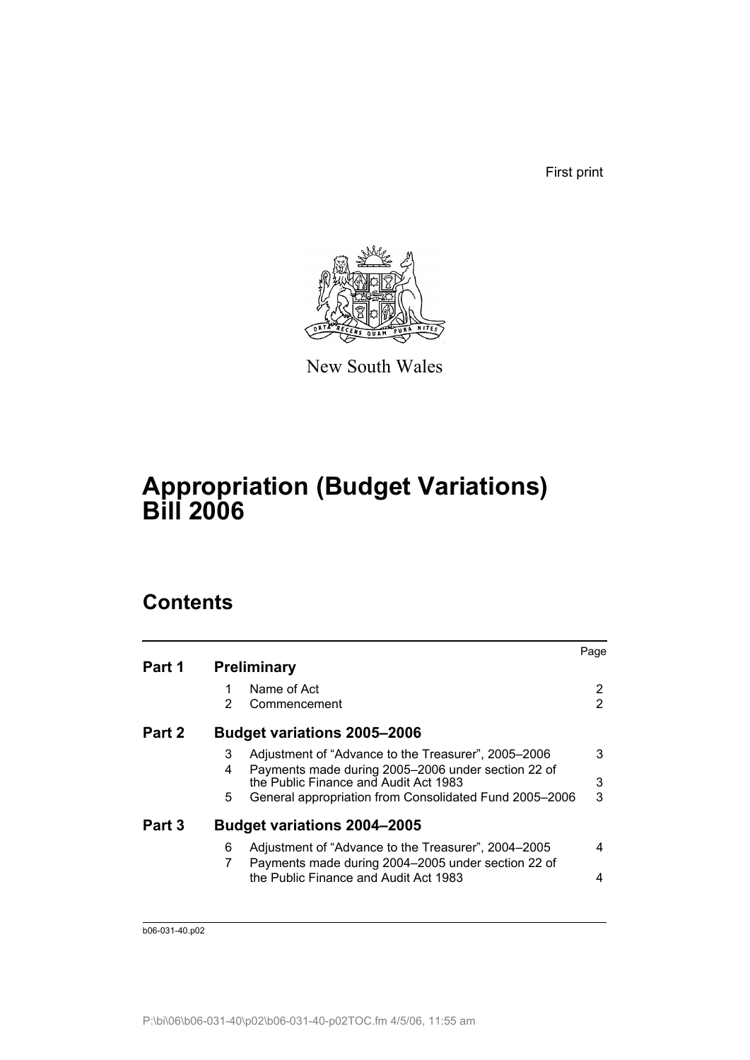First print

New South Wales

# Appropriation (Budget Variations) Bill 2006

## Contents

| | | | Page |
|---|---|---|---|
| **Part 1** | **Preliminary** | | |
| | 1 | Name of Act | 2 |
| | 2 | Commencement | 2 |
| **Part 2** | **Budget variations 2005–2006** | | |
| | 3 | Adjustment of "Advance to the Treasurer", 2005–2006 | 3 |
| | 4 | Payments made during 2005–2006 under section 22 of the Public Finance and Audit Act 1983 | 3 |
| | 5 | General appropriation from Consolidated Fund 2005–2006 | 3 |
| **Part 3** | **Budget variations 2004–2005** | | |
| | 6 | Adjustment of "Advance to the Treasurer", 2004–2005 | 4 |
| | 7 | Payments made during 2004–2005 under section 22 of the Public Finance and Audit Act 1983 | 4 |

b06-031-40.p02

P:\bi\06\b06-031-40\p02\b06-031-40-p02TOC.fm 4/5/06, 11:55 am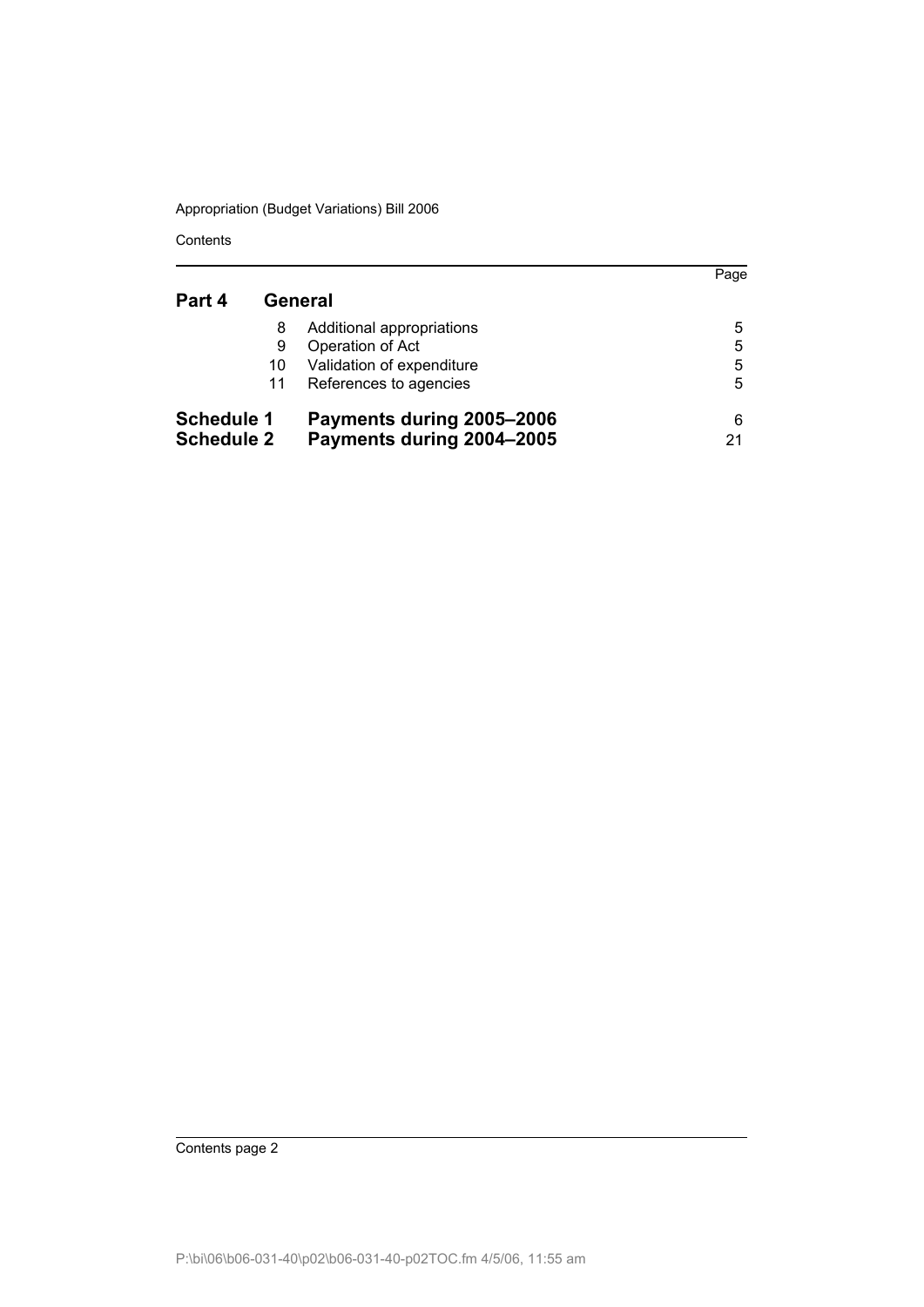| | | | Page |
|---|---|---|---|
| **Part 4** | **General** | | |
| | 8 | Additional appropriations | 5 |
| | 9 | Operation of Act | 5 |
| | 10 | Validation of expenditure | 5 |
| | 11 | References to agencies | 5 |
| **Schedule 1** | | **Payments during 2005–2006** | 6 |
| **Schedule 2** | | **Payments during 2004–2005** | 21 |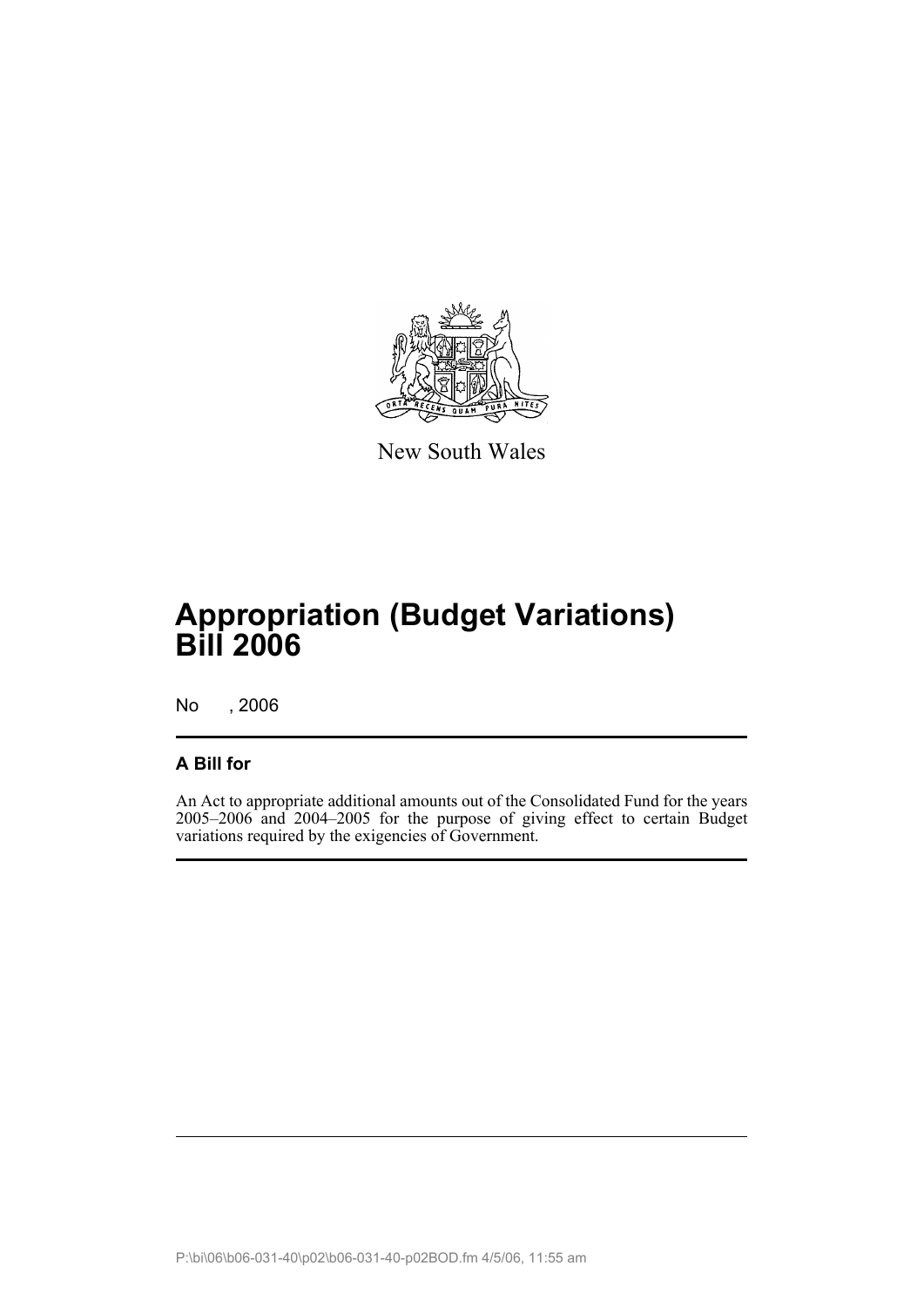New South Wales

# Appropriation (Budget Variations) Bill 2006

No , 2006

## A Bill for

An Act to appropriate additional amounts out of the Consolidated Fund for the years 2005–2006 and 2004–2005 for the purpose of giving effect to certain Budget variations required by the exigencies of Government.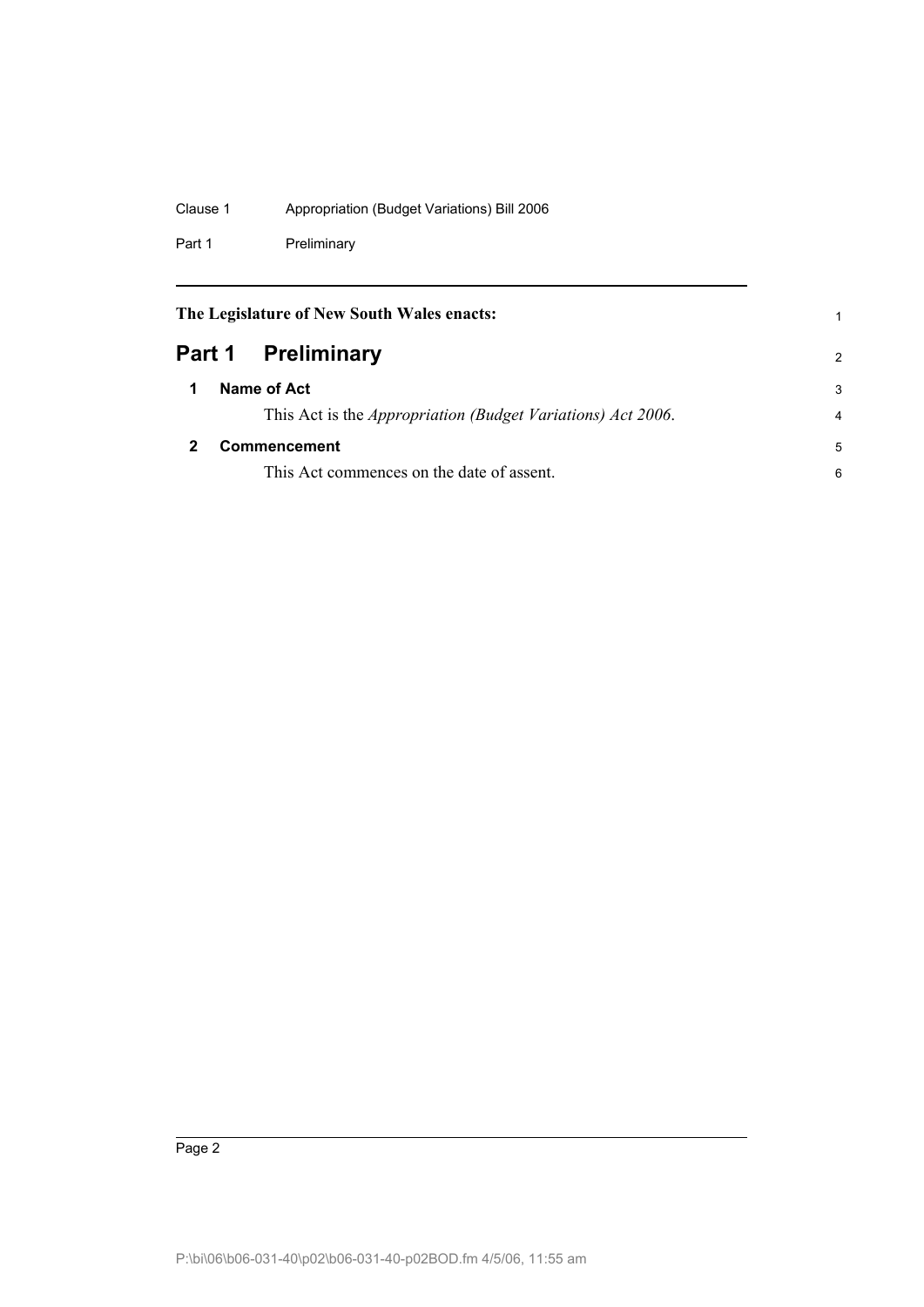The Legislature of New South Wales enacts:

# Part 1 Preliminary

## 1 Name of Act

This Act is the *Appropriation (Budget Variations) Act 2006*.

## 2 Commencement

This Act commences on the date of assent.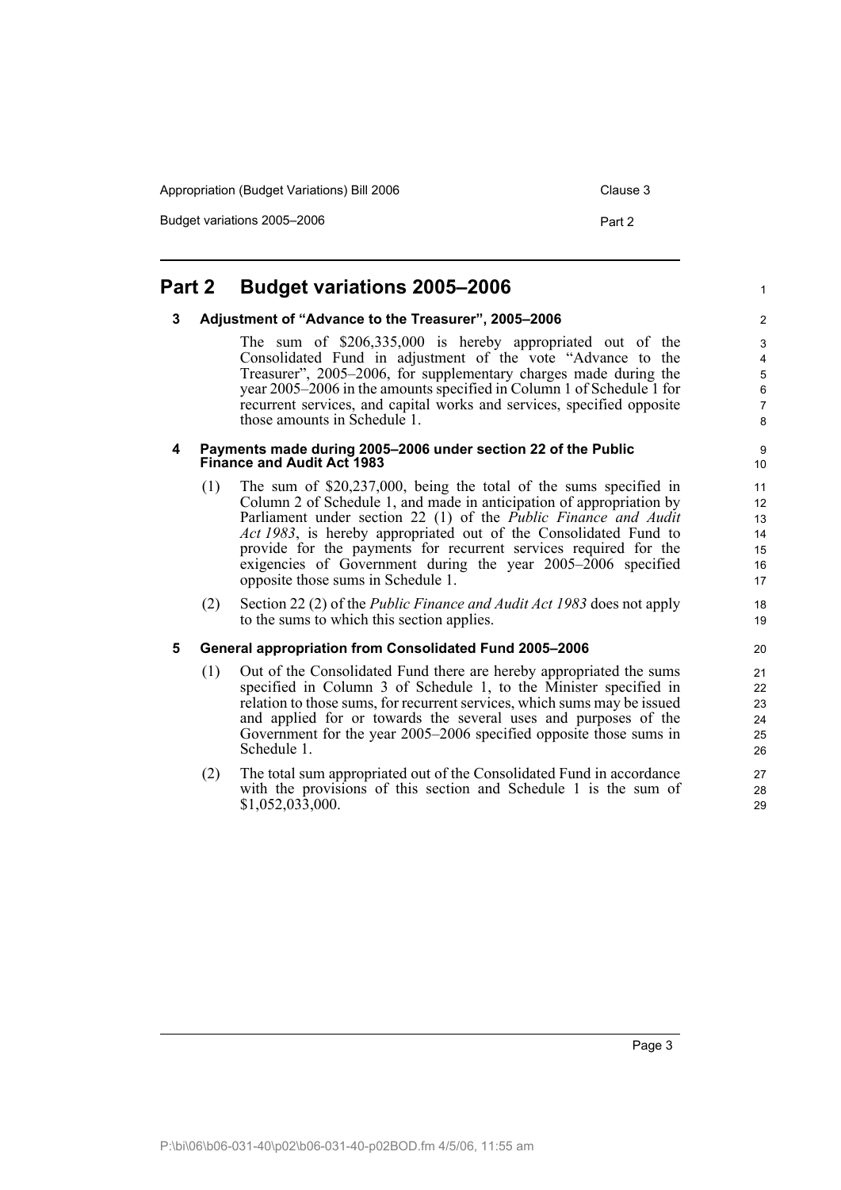# Part 2 Budget variations 2005–2006

## 3 Adjustment of "Advance to the Treasurer", 2005–2006

The sum of $206,335,000 is hereby appropriated out of the Consolidated Fund in adjustment of the vote "Advance to the Treasurer", 2005–2006, for supplementary charges made during the year 2005–2006 in the amounts specified in Column 1 of Schedule 1 for recurrent services, and capital works and services, specified opposite those amounts in Schedule 1.

## 4 Payments made during 2005–2006 under section 22 of the Public Finance and Audit Act 1983

(1) The sum of $20,237,000, being the total of the sums specified in Column 2 of Schedule 1, and made in anticipation of appropriation by Parliament under section 22 (1) of the *Public Finance and Audit Act 1983*, is hereby appropriated out of the Consolidated Fund to provide for the payments for recurrent services required for the exigencies of Government during the year 2005–2006 specified opposite those sums in Schedule 1.

(2) Section 22 (2) of the *Public Finance and Audit Act 1983* does not apply to the sums to which this section applies.

## 5 General appropriation from Consolidated Fund 2005–2006

(1) Out of the Consolidated Fund there are hereby appropriated the sums specified in Column 3 of Schedule 1, to the Minister specified in relation to those sums, for recurrent services, which sums may be issued and applied for or towards the several uses and purposes of the Government for the year 2005–2006 specified opposite those sums in Schedule 1.

(2) The total sum appropriated out of the Consolidated Fund in accordance with the provisions of this section and Schedule 1 is the sum of $1,052,033,000.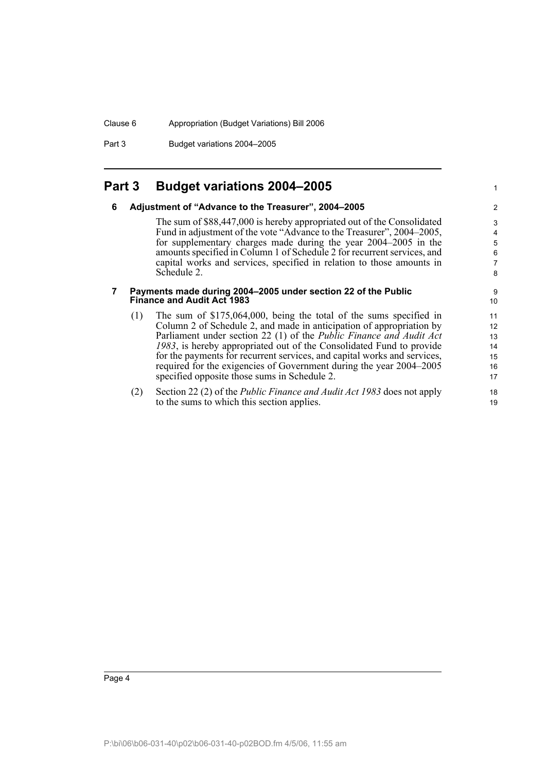## Part 3 Budget variations 2004–2005

### 6 Adjustment of "Advance to the Treasurer", 2004–2005

The sum of $88,447,000 is hereby appropriated out of the Consolidated Fund in adjustment of the vote "Advance to the Treasurer", 2004–2005, for supplementary charges made during the year 2004–2005 in the amounts specified in Column 1 of Schedule 2 for recurrent services, and capital works and services, specified in relation to those amounts in Schedule 2.

### 7 Payments made during 2004–2005 under section 22 of the Public Finance and Audit Act 1983

(1) The sum of $175,064,000, being the total of the sums specified in Column 2 of Schedule 2, and made in anticipation of appropriation by Parliament under section 22 (1) of the *Public Finance and Audit Act 1983*, is hereby appropriated out of the Consolidated Fund to provide for the payments for recurrent services, and capital works and services, required for the exigencies of Government during the year 2004–2005 specified opposite those sums in Schedule 2.

(2) Section 22 (2) of the *Public Finance and Audit Act 1983* does not apply to the sums to which this section applies.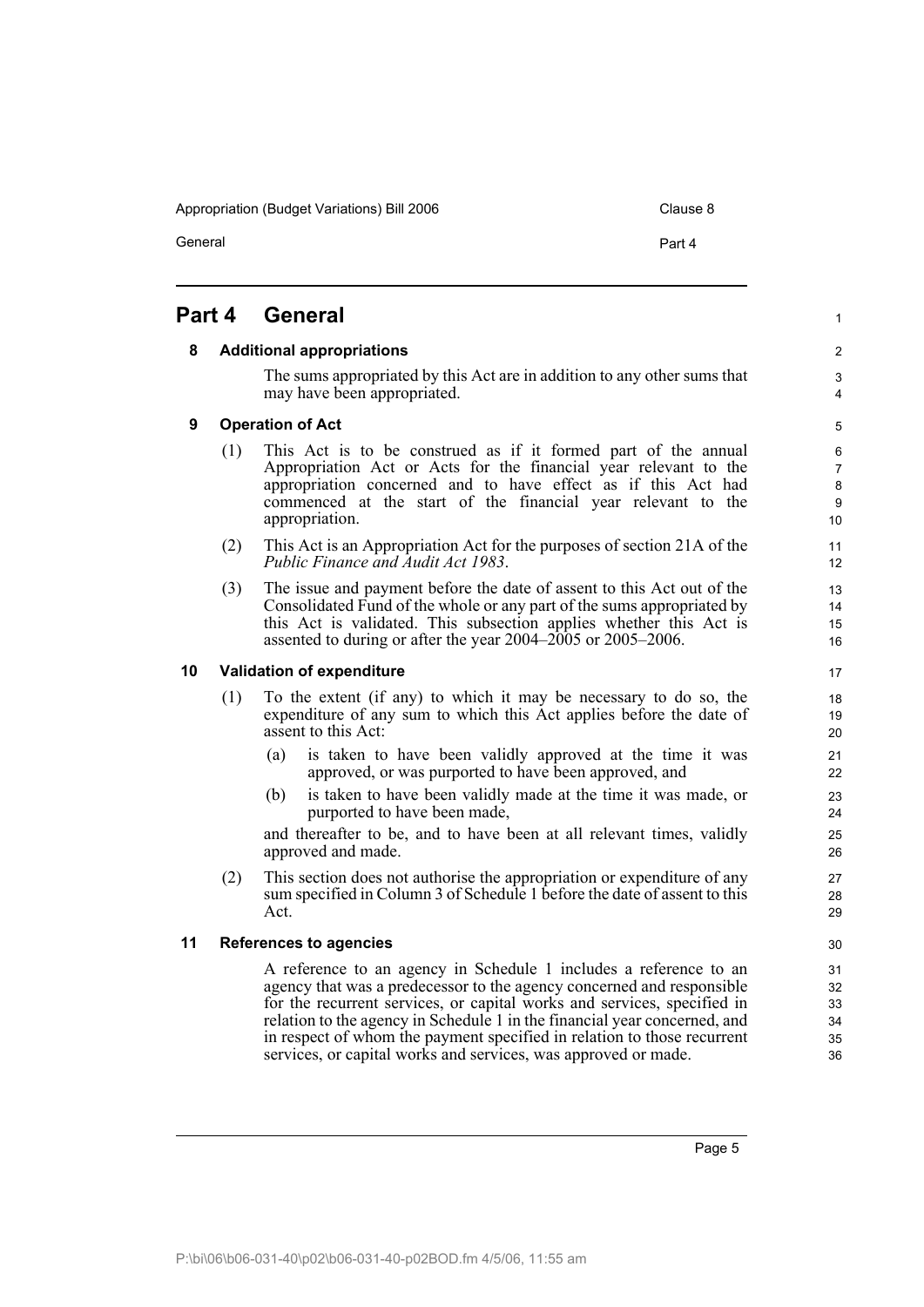## Part 4 General

### 8 Additional appropriations

The sums appropriated by this Act are in addition to any other sums that may have been appropriated.

### 9 Operation of Act

(1) This Act is to be construed as if it formed part of the annual Appropriation Act or Acts for the financial year relevant to the appropriation concerned and to have effect as if this Act had commenced at the start of the financial year relevant to the appropriation.

(2) This Act is an Appropriation Act for the purposes of section 21A of the *Public Finance and Audit Act 1983*.

(3) The issue and payment before the date of assent to this Act out of the Consolidated Fund of the whole or any part of the sums appropriated by this Act is validated. This subsection applies whether this Act is assented to during or after the year 2004–2005 or 2005–2006.

### 10 Validation of expenditure

(1) To the extent (if any) to which it may be necessary to do so, the expenditure of any sum to which this Act applies before the date of assent to this Act:

- (a) is taken to have been validly approved at the time it was approved, or was purported to have been approved, and
- (b) is taken to have been validly made at the time it was made, or purported to have been made,

and thereafter to be, and to have been at all relevant times, validly approved and made.

(2) This section does not authorise the appropriation or expenditure of any sum specified in Column 3 of Schedule 1 before the date of assent to this Act.

### 11 References to agencies

A reference to an agency in Schedule 1 includes a reference to an agency that was a predecessor to the agency concerned and responsible for the recurrent services, or capital works and services, specified in relation to the agency in Schedule 1 in the financial year concerned, and in respect of whom the payment specified in relation to those recurrent services, or capital works and services, was approved or made.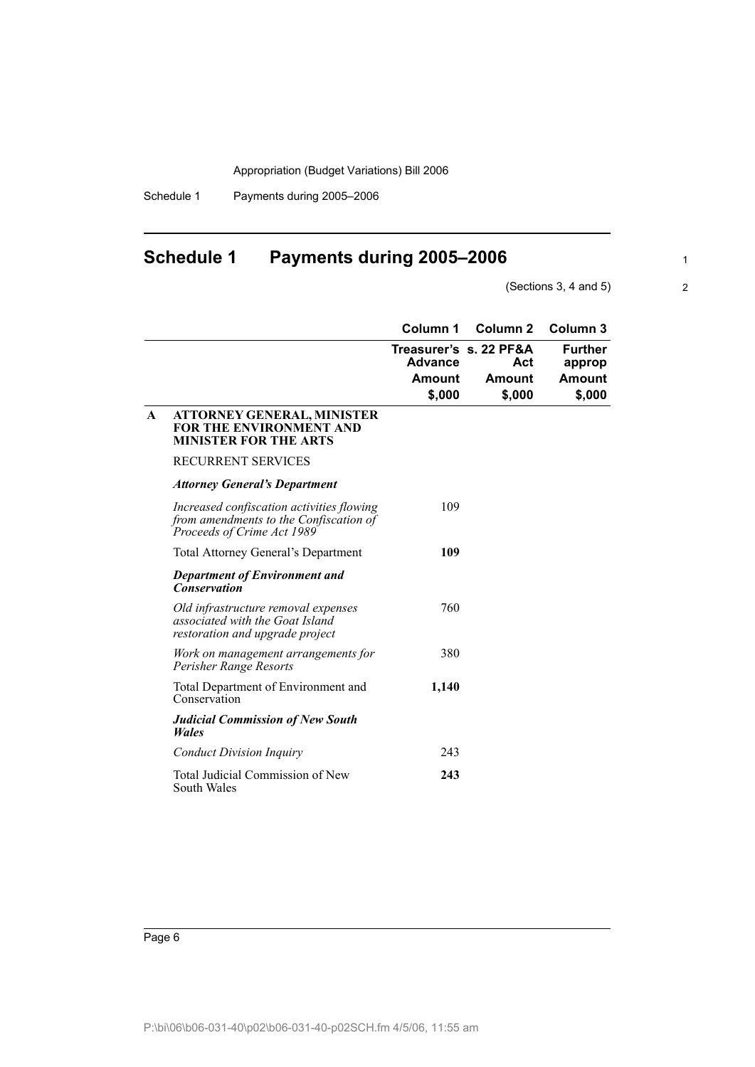# Schedule 1 Payments during 2005–2006

(Sections 3, 4 and 5)

| | | Column 1 | Column 2 | Column 3 |
|---|---|---|---|---|
| | | Treasurer's Advance Amount $,000 | s. 22 PF&A Act Amount $,000 | Further approp Amount $,000 |
| **A** | **ATTORNEY GENERAL, MINISTER FOR THE ENVIRONMENT AND MINISTER FOR THE ARTS** | | | |
| | RECURRENT SERVICES | | | |
| | ***Attorney General's Department*** | | | |
| | *Increased confiscation activities flowing from amendments to the Confiscation of Proceeds of Crime Act 1989* | 109 | | |
| | Total Attorney General's Department | **109** | | |
| | ***Department of Environment and Conservation*** | | | |
| | *Old infrastructure removal expenses associated with the Goat Island restoration and upgrade project* | 760 | | |
| | *Work on management arrangements for Perisher Range Resorts* | 380 | | |
| | Total Department of Environment and Conservation | **1,140** | | |
| | ***Judicial Commission of New South Wales*** | | | |
| | *Conduct Division Inquiry* | 243 | | |
| | Total Judicial Commission of New South Wales | **243** | | |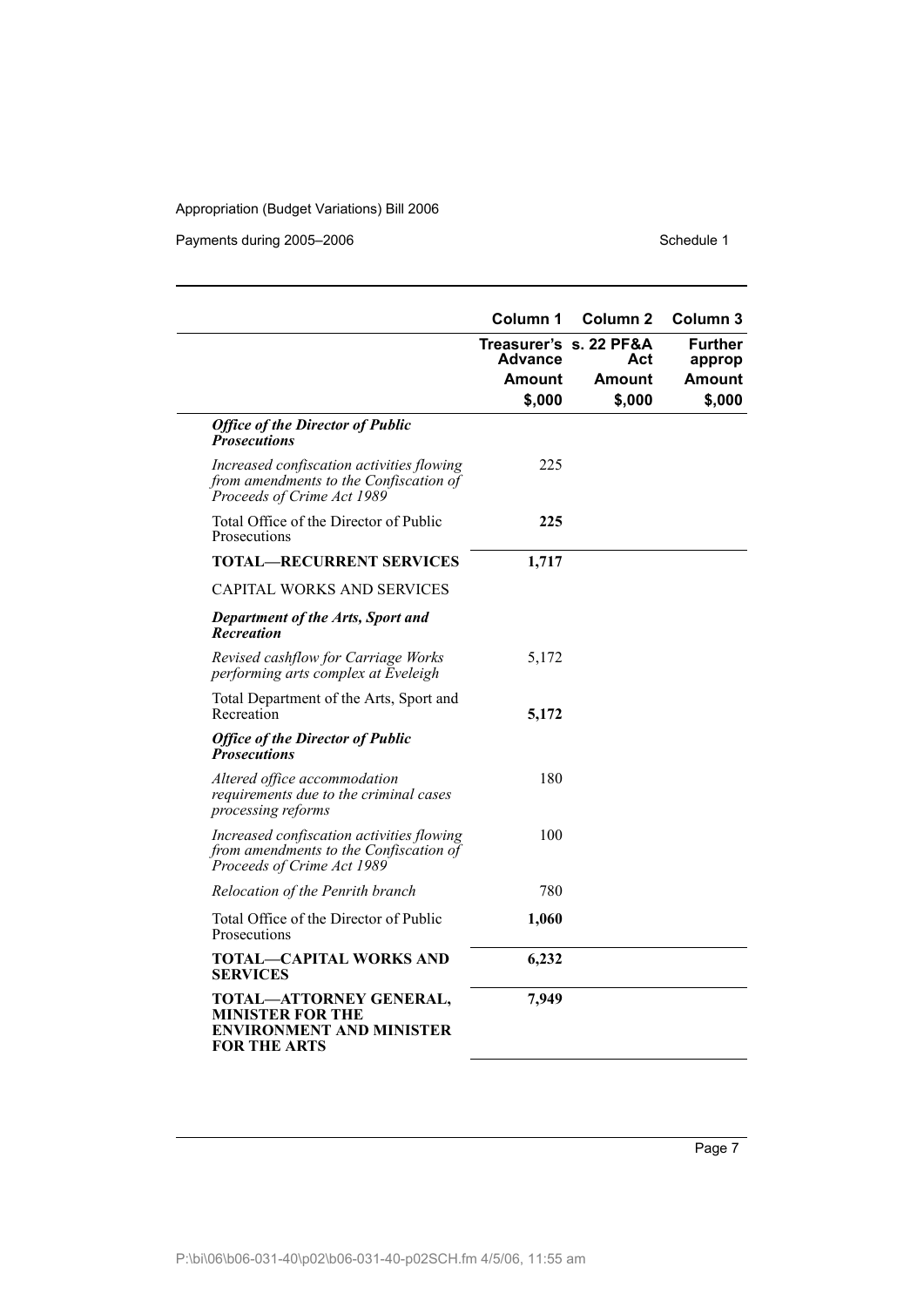| | Column 1 | Column 2 | Column 3 |
|---|---|---|---|
| | Treasurer's Advance | s. 22 PF&A Act | Further approp |
| | Amount | Amount | Amount |
| | $,000 | $,000 | $,000 |
| ***Office of the Director of Public Prosecutions*** | | | |
| *Increased confiscation activities flowing from amendments to the Confiscation of Proceeds of Crime Act 1989* | 225 | | |
| Total Office of the Director of Public Prosecutions | **225** | | |
| **TOTAL—RECURRENT SERVICES** | **1,717** | | |
| CAPITAL WORKS AND SERVICES | | | |
| ***Department of the Arts, Sport and Recreation*** | | | |
| *Revised cashflow for Carriage Works performing arts complex at Eveleigh* | 5,172 | | |
| Total Department of the Arts, Sport and Recreation | **5,172** | | |
| ***Office of the Director of Public Prosecutions*** | | | |
| *Altered office accommodation requirements due to the criminal cases processing reforms* | 180 | | |
| *Increased confiscation activities flowing from amendments to the Confiscation of Proceeds of Crime Act 1989* | 100 | | |
| *Relocation of the Penrith branch* | 780 | | |
| Total Office of the Director of Public Prosecutions | **1,060** | | |
| **TOTAL—CAPITAL WORKS AND SERVICES** | **6,232** | | |
| **TOTAL—ATTORNEY GENERAL, MINISTER FOR THE ENVIRONMENT AND MINISTER FOR THE ARTS** | **7,949** | | |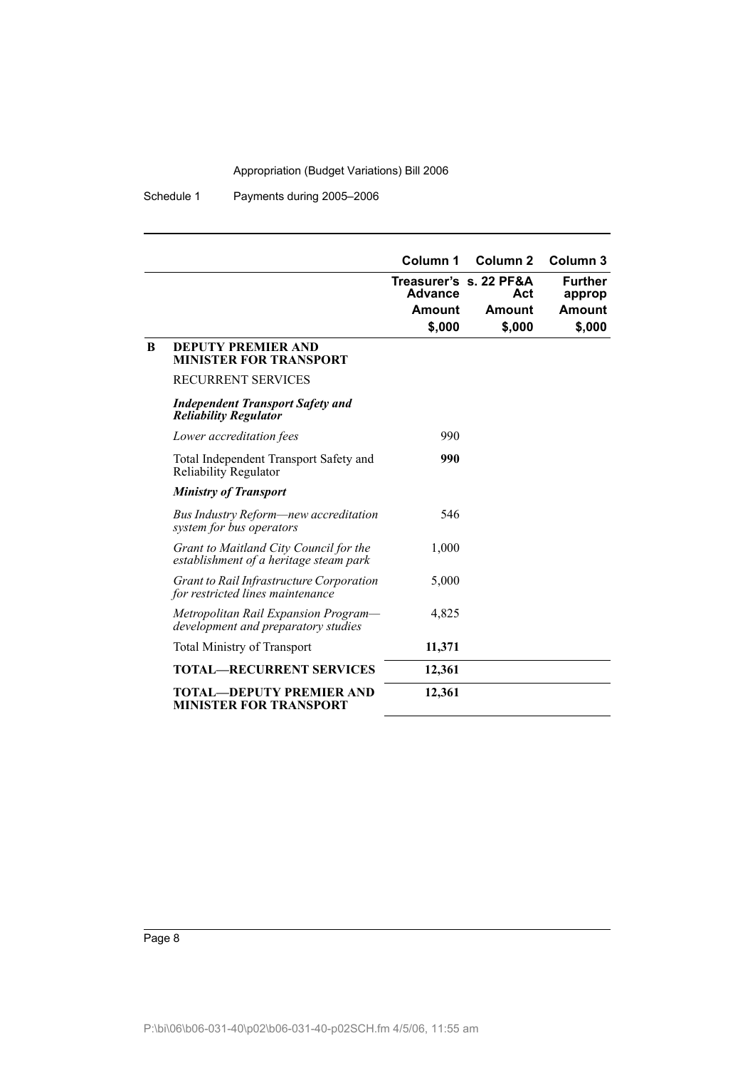|   |   | Column 1 | Column 2 | Column 3 |
|---|---|---|---|---|
|   |   | Treasurer's Advance | s. 22 PF&A Act | Further approp |
|   |   | Amount | Amount | Amount |
|   |   | $,000 | $,000 | $,000 |
| **B** | **DEPUTY PREMIER AND MINISTER FOR TRANSPORT** |   |   |   |
|   | RECURRENT SERVICES |   |   |   |
|   | ***Independent Transport Safety and Reliability Regulator*** |   |   |   |
|   | *Lower accreditation fees* | 990 |   |   |
|   | Total Independent Transport Safety and Reliability Regulator | **990** |   |   |
|   | ***Ministry of Transport*** |   |   |   |
|   | *Bus Industry Reform—new accreditation system for bus operators* | 546 |   |   |
|   | *Grant to Maitland City Council for the establishment of a heritage steam park* | 1,000 |   |   |
|   | *Grant to Rail Infrastructure Corporation for restricted lines maintenance* | 5,000 |   |   |
|   | *Metropolitan Rail Expansion Program—development and preparatory studies* | 4,825 |   |   |
|   | Total Ministry of Transport | **11,371** |   |   |
|   | **TOTAL—RECURRENT SERVICES** | **12,361** |   |   |
|   | **TOTAL—DEPUTY PREMIER AND MINISTER FOR TRANSPORT** | **12,361** |   |   |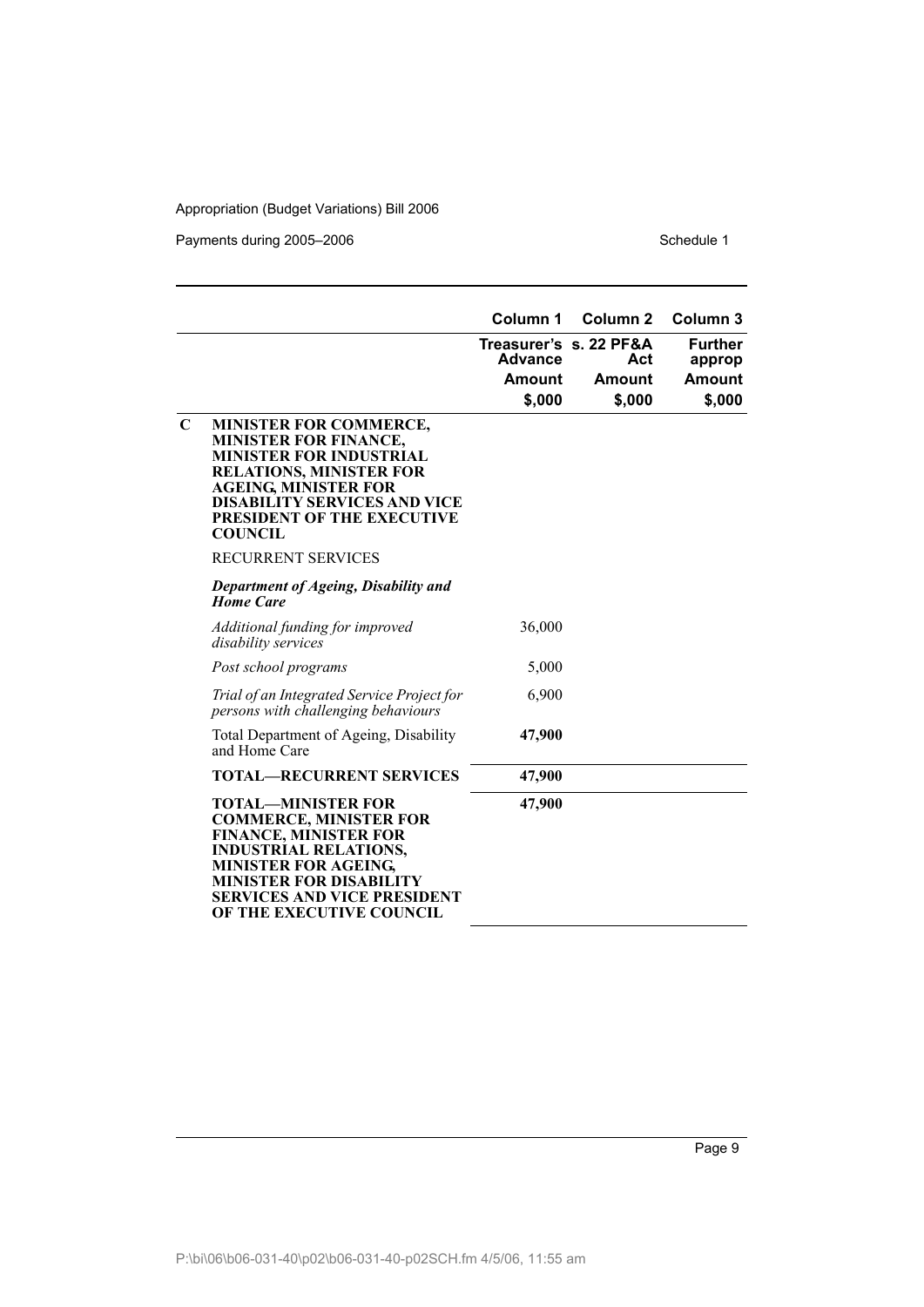| | | Column 1 | Column 2 | Column 3 |
|---|---|---|---|---|
| | | Treasurer's Advance | s. 22 PF&A Act | Further approp |
| | | Amount | Amount | Amount |
| | | $,000 | $,000 | $,000 |
| **C** | **MINISTER FOR COMMERCE, MINISTER FOR FINANCE, MINISTER FOR INDUSTRIAL RELATIONS, MINISTER FOR AGEING, MINISTER FOR DISABILITY SERVICES AND VICE PRESIDENT OF THE EXECUTIVE COUNCIL** | | | |
| | RECURRENT SERVICES | | | |
| | ***Department of Ageing, Disability and Home Care*** | | | |
| | *Additional funding for improved disability services* | 36,000 | | |
| | *Post school programs* | 5,000 | | |
| | *Trial of an Integrated Service Project for persons with challenging behaviours* | 6,900 | | |
| | Total Department of Ageing, Disability and Home Care | **47,900** | | |
| | **TOTAL—RECURRENT SERVICES** | **47,900** | | |
| | **TOTAL—MINISTER FOR COMMERCE, MINISTER FOR FINANCE, MINISTER FOR INDUSTRIAL RELATIONS, MINISTER FOR AGEING, MINISTER FOR DISABILITY SERVICES AND VICE PRESIDENT OF THE EXECUTIVE COUNCIL** | **47,900** | | |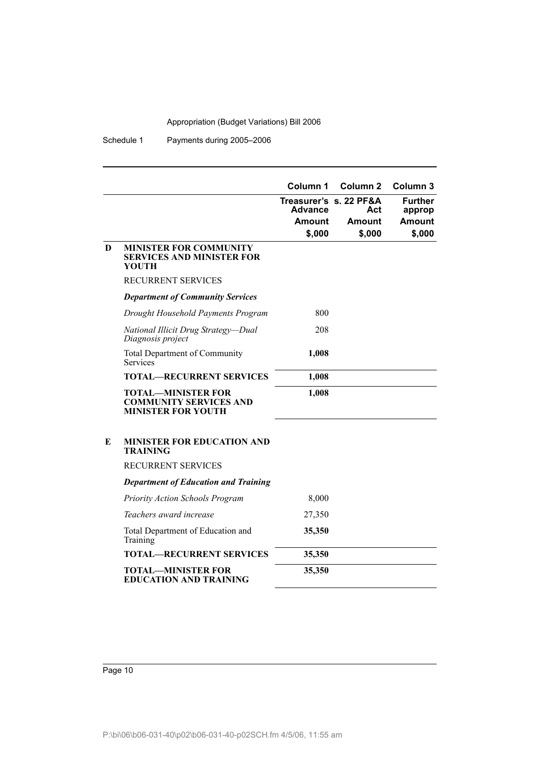| | | Column 1 | Column 2 | Column 3 |
|---|---|---|---|---|
| | | Treasurer's Advance | s. 22 PF&A Act | Further approp |
| | | Amount | Amount | Amount |
| | | $,000 | $,000 | $,000 |
| **D** | **MINISTER FOR COMMUNITY SERVICES AND MINISTER FOR YOUTH** | | | |
| | RECURRENT SERVICES | | | |
| | ***Department of Community Services*** | | | |
| | *Drought Household Payments Program* | 800 | | |
| | *National Illicit Drug Strategy—Dual Diagnosis project* | 208 | | |
| | Total Department of Community Services | **1,008** | | |
| | **TOTAL—RECURRENT SERVICES** | **1,008** | | |
| | **TOTAL—MINISTER FOR COMMUNITY SERVICES AND MINISTER FOR YOUTH** | **1,008** | | |
| **E** | **MINISTER FOR EDUCATION AND TRAINING** | | | |
| | RECURRENT SERVICES | | | |
| | ***Department of Education and Training*** | | | |
| | *Priority Action Schools Program* | 8,000 | | |
| | *Teachers award increase* | 27,350 | | |
| | Total Department of Education and Training | **35,350** | | |
| | **TOTAL—RECURRENT SERVICES** | **35,350** | | |
| | **TOTAL—MINISTER FOR EDUCATION AND TRAINING** | **35,350** | | |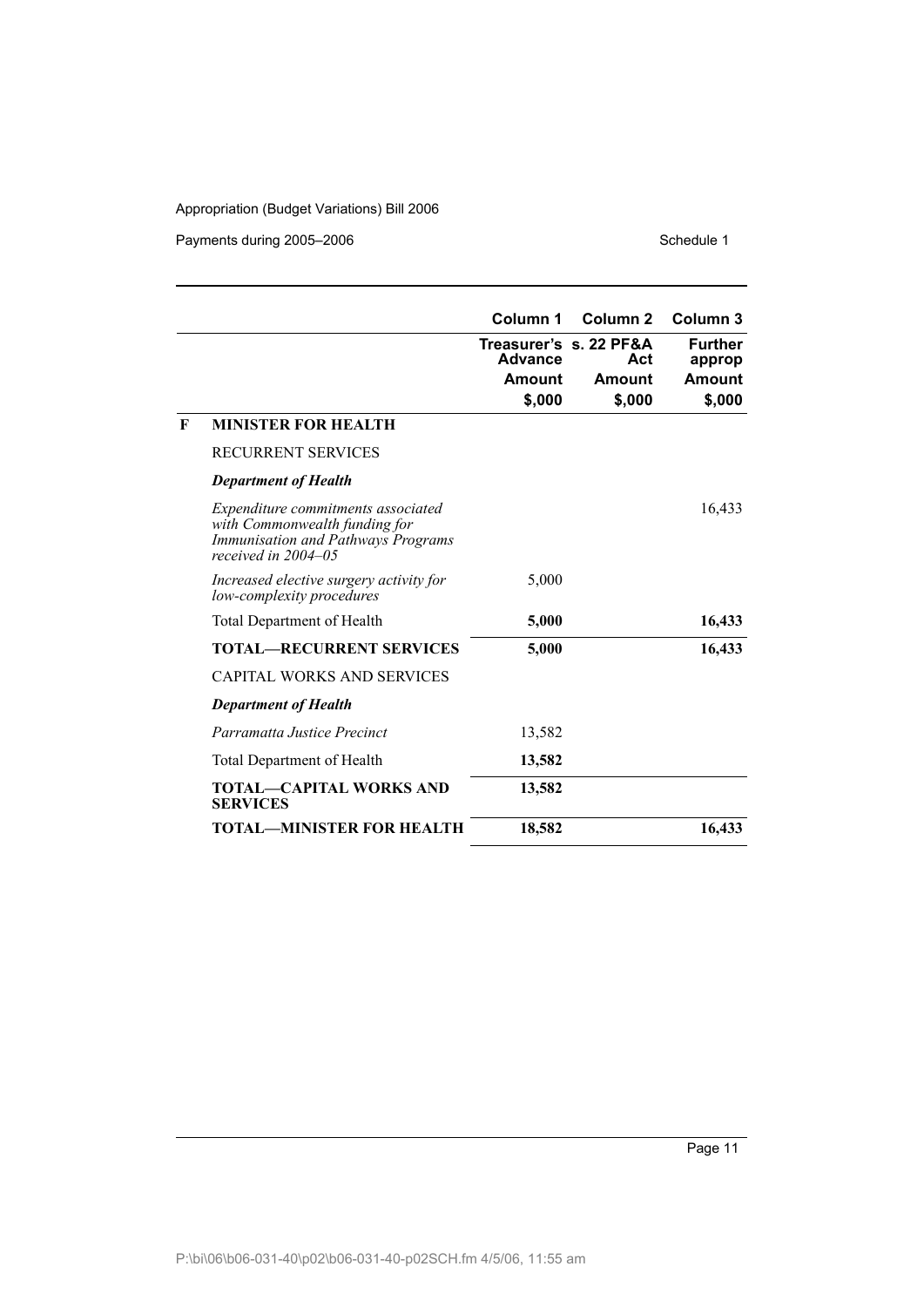| | Column 1 | Column 2 | Column 3 |
|---|---|---|---|
| | Treasurer's Advance | s. 22 PF&A Act | Further approp |
| | Amount | Amount | Amount |
| | $,000 | $,000 | $,000 |
| **F MINISTER FOR HEALTH** | | | |
| RECURRENT SERVICES | | | |
| ***Department of Health*** | | | |
| *Expenditure commitments associated with Commonwealth funding for Immunisation and Pathways Programs received in 2004–05* | | | 16,433 |
| *Increased elective surgery activity for low-complexity procedures* | 5,000 | | |
| Total Department of Health | **5,000** | | **16,433** |
| **TOTAL—RECURRENT SERVICES** | **5,000** | | **16,433** |
| CAPITAL WORKS AND SERVICES | | | |
| ***Department of Health*** | | | |
| *Parramatta Justice Precinct* | 13,582 | | |
| Total Department of Health | **13,582** | | |
| **TOTAL—CAPITAL WORKS AND SERVICES** | **13,582** | | |
| **TOTAL—MINISTER FOR HEALTH** | **18,582** | | **16,433** |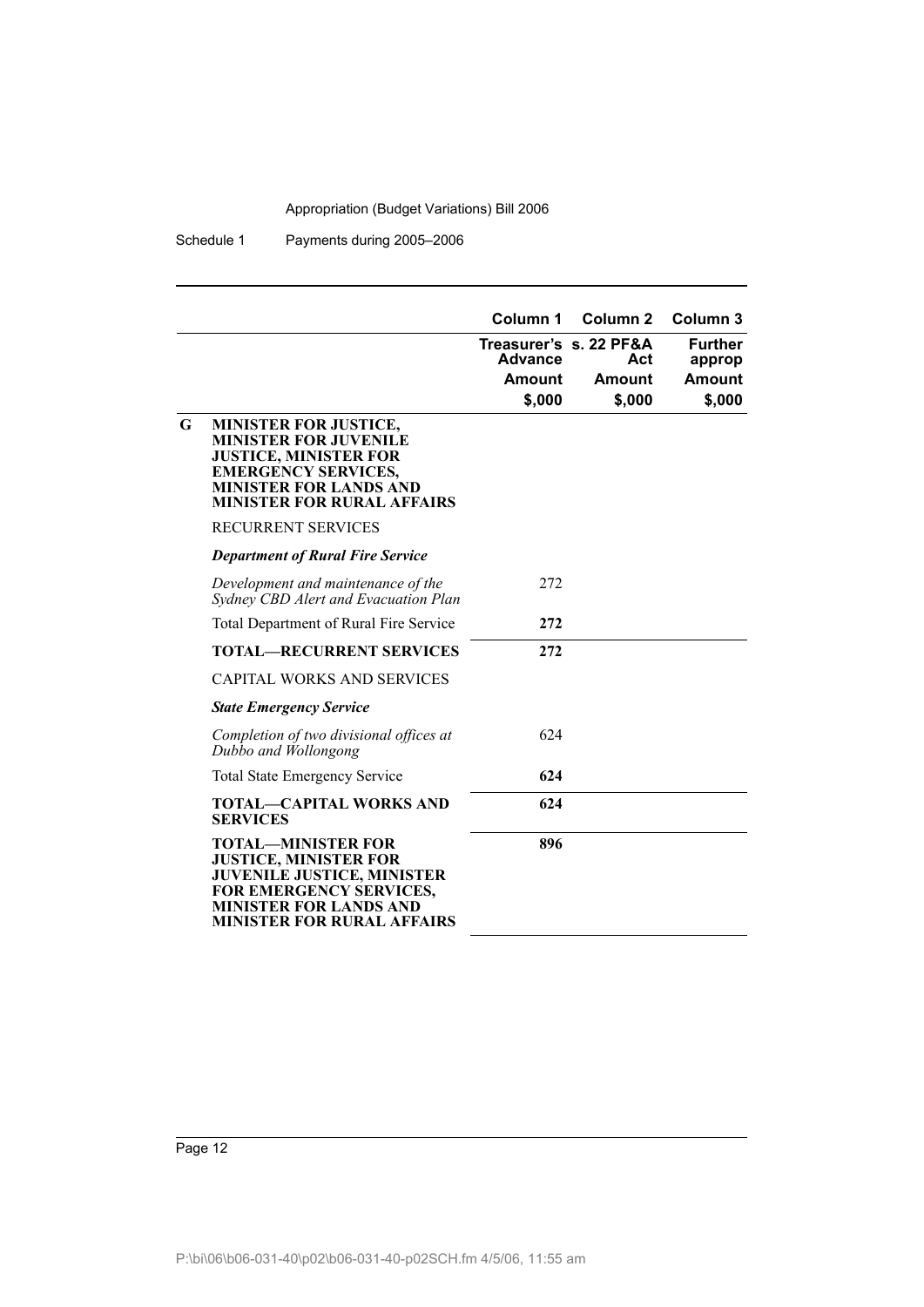| | | Column 1 | Column 2 | Column 3 |
|---|---|---|---|---|
| | | Treasurer's Advance | s. 22 PF&A Act | Further approp |
| | | Amount | Amount | Amount |
| | | $,000 | $,000 | $,000 |
| **G** | **MINISTER FOR JUSTICE, MINISTER FOR JUVENILE JUSTICE, MINISTER FOR EMERGENCY SERVICES, MINISTER FOR LANDS AND MINISTER FOR RURAL AFFAIRS** | | | |
| | RECURRENT SERVICES | | | |
| | ***Department of Rural Fire Service*** | | | |
| | *Development and maintenance of the Sydney CBD Alert and Evacuation Plan* | 272 | | |
| | Total Department of Rural Fire Service | **272** | | |
| | **TOTAL—RECURRENT SERVICES** | **272** | | |
| | CAPITAL WORKS AND SERVICES | | | |
| | ***State Emergency Service*** | | | |
| | *Completion of two divisional offices at Dubbo and Wollongong* | 624 | | |
| | Total State Emergency Service | **624** | | |
| | **TOTAL—CAPITAL WORKS AND SERVICES** | **624** | | |
| | **TOTAL—MINISTER FOR JUSTICE, MINISTER FOR JUVENILE JUSTICE, MINISTER FOR EMERGENCY SERVICES, MINISTER FOR LANDS AND MINISTER FOR RURAL AFFAIRS** | **896** | | |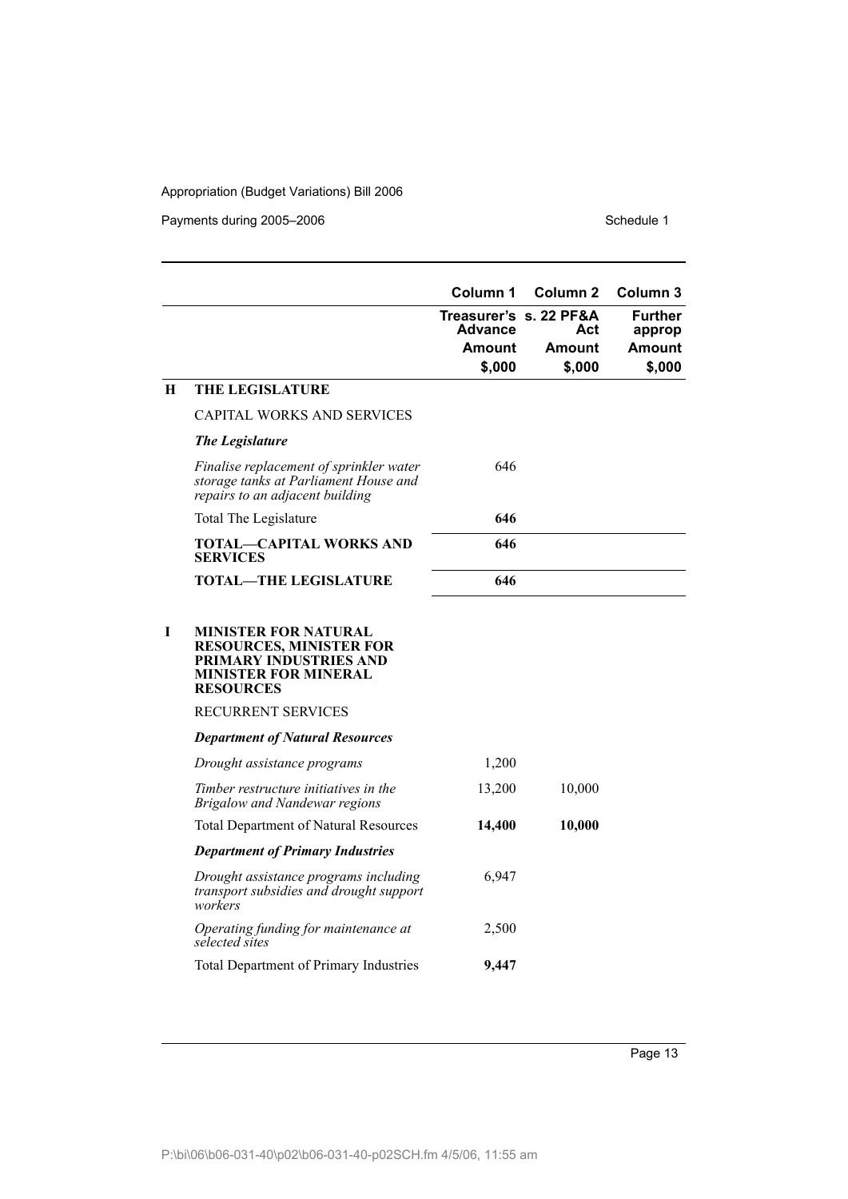| | | Column 1 | Column 2 | Column 3 |
|---|---|---|---|---|
| | | Treasurer's Advance | s. 22 PF&A Act | Further approp |
| | | Amount | Amount | Amount |
| | | $,000 | $,000 | $,000 |
| **H** | **THE LEGISLATURE** | | | |
| | CAPITAL WORKS AND SERVICES | | | |
| | ***The Legislature*** | | | |
| | *Finalise replacement of sprinkler water storage tanks at Parliament House and repairs to an adjacent building* | 646 | | |
| | Total The Legislature | **646** | | |
| | **TOTAL—CAPITAL WORKS AND SERVICES** | **646** | | |
| | **TOTAL—THE LEGISLATURE** | **646** | | |
| **I** | **MINISTER FOR NATURAL RESOURCES, MINISTER FOR PRIMARY INDUSTRIES AND MINISTER FOR MINERAL RESOURCES** | | | |
| | RECURRENT SERVICES | | | |
| | ***Department of Natural Resources*** | | | |
| | *Drought assistance programs* | 1,200 | | |
| | *Timber restructure initiatives in the Brigalow and Nandewar regions* | 13,200 | 10,000 | |
| | Total Department of Natural Resources | **14,400** | **10,000** | |
| | ***Department of Primary Industries*** | | | |
| | *Drought assistance programs including transport subsidies and drought support workers* | 6,947 | | |
| | *Operating funding for maintenance at selected sites* | 2,500 | | |
| | Total Department of Primary Industries | **9,447** | | |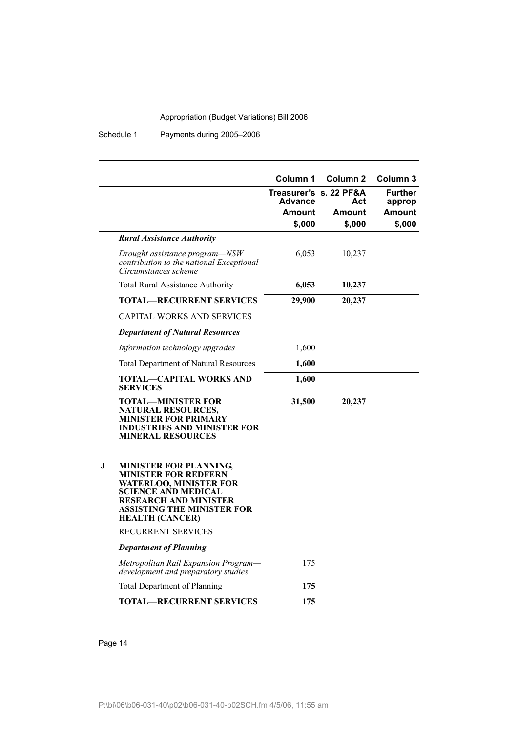| | Column 1 | Column 2 | Column 3 |
|---|---|---|---|
| | Treasurer's Advance | s. 22 PF&A Act | Further approp |
| | Amount | Amount | Amount |
| | $,000 | $,000 | $,000 |
| ***Rural Assistance Authority*** | | | |
| *Drought assistance program—NSW contribution to the national Exceptional Circumstances scheme* | 6,053 | 10,237 | |
| Total Rural Assistance Authority | **6,053** | **10,237** | |
| **TOTAL—RECURRENT SERVICES** | **29,900** | **20,237** | |
| CAPITAL WORKS AND SERVICES | | | |
| ***Department of Natural Resources*** | | | |
| *Information technology upgrades* | 1,600 | | |
| Total Department of Natural Resources | **1,600** | | |
| **TOTAL—CAPITAL WORKS AND SERVICES** | **1,600** | | |
| **TOTAL—MINISTER FOR NATURAL RESOURCES, MINISTER FOR PRIMARY INDUSTRIES AND MINISTER FOR MINERAL RESOURCES** | **31,500** | **20,237** | |

**J MINISTER FOR PLANNING, MINISTER FOR REDFERN WATERLOO, MINISTER FOR SCIENCE AND MEDICAL RESEARCH AND MINISTER ASSISTING THE MINISTER FOR HEALTH (CANCER)**

| | Column 1 | Column 2 | Column 3 |
|---|---|---|---|
| RECURRENT SERVICES | | | |
| ***Department of Planning*** | | | |
| *Metropolitan Rail Expansion Program—development and preparatory studies* | 175 | | |
| Total Department of Planning | **175** | | |
| **TOTAL—RECURRENT SERVICES** | **175** | | |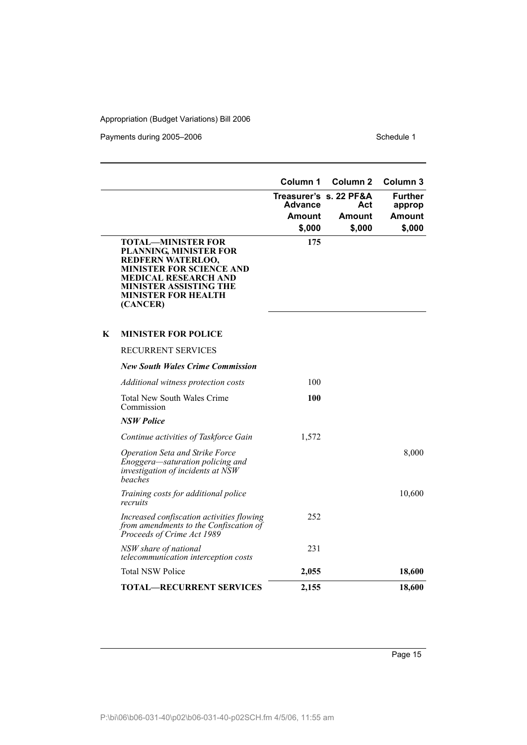| | Column 1 | Column 2 | Column 3 |
|---|---|---|---|
| | Treasurer's Advance | s. 22 PF&A Act | Further approp |
| | Amount | Amount | Amount |
| | $,000 | $,000 | $,000 |
| **TOTAL—MINISTER FOR PLANNING, MINISTER FOR REDFERN WATERLOO, MINISTER FOR SCIENCE AND MEDICAL RESEARCH AND MINISTER ASSISTING THE MINISTER FOR HEALTH (CANCER)** | **175** | | |

## K MINISTER FOR POLICE

| | Column 1 | Column 2 | Column 3 |
|---|---|---|---|
| RECURRENT SERVICES | | | |
| ***New South Wales Crime Commission*** | | | |
| *Additional witness protection costs* | 100 | | |
| Total New South Wales Crime Commission | **100** | | |
| ***NSW Police*** | | | |
| *Continue activities of Taskforce Gain* | 1,572 | | |
| *Operation Seta and Strike Force Enoggera—saturation policing and investigation of incidents at NSW beaches* | | | 8,000 |
| *Training costs for additional police recruits* | | | 10,600 |
| *Increased confiscation activities flowing from amendments to the Confiscation of Proceeds of Crime Act 1989* | 252 | | |
| *NSW share of national telecommunication interception costs* | 231 | | |
| Total NSW Police | **2,055** | | **18,600** |
| **TOTAL—RECURRENT SERVICES** | **2,155** | | **18,600** |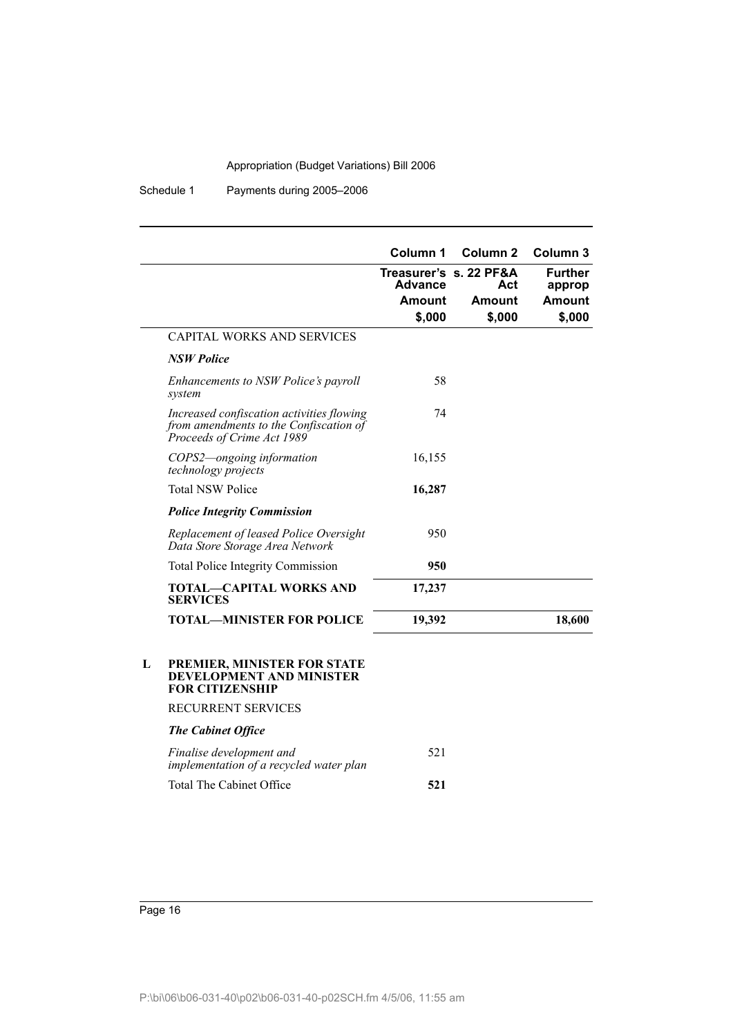| | Column 1 | Column 2 | Column 3 |
|---|---|---|---|
| | Treasurer's Advance | s. 22 PF&A Act | Further approp |
| | Amount | Amount | Amount |
| | $,000 | $,000 | $,000 |
| CAPITAL WORKS AND SERVICES | | | |
| ***NSW Police*** | | | |
| *Enhancements to NSW Police's payroll system* | 58 | | |
| *Increased confiscation activities flowing from amendments to the Confiscation of Proceeds of Crime Act 1989* | 74 | | |
| *COPS2—ongoing information technology projects* | 16,155 | | |
| Total NSW Police | **16,287** | | |
| ***Police Integrity Commission*** | | | |
| *Replacement of leased Police Oversight Data Store Storage Area Network* | 950 | | |
| Total Police Integrity Commission | **950** | | |
| **TOTAL—CAPITAL WORKS AND SERVICES** | **17,237** | | |
| **TOTAL—MINISTER FOR POLICE** | **19,392** | | **18,600** |

**L PREMIER, MINISTER FOR STATE DEVELOPMENT AND MINISTER FOR CITIZENSHIP**

| | Column 1 | Column 2 | Column 3 |
|---|---|---|---|
| RECURRENT SERVICES | | | |
| ***The Cabinet Office*** | | | |
| *Finalise development and implementation of a recycled water plan* | 521 | | |
| Total The Cabinet Office | **521** | | |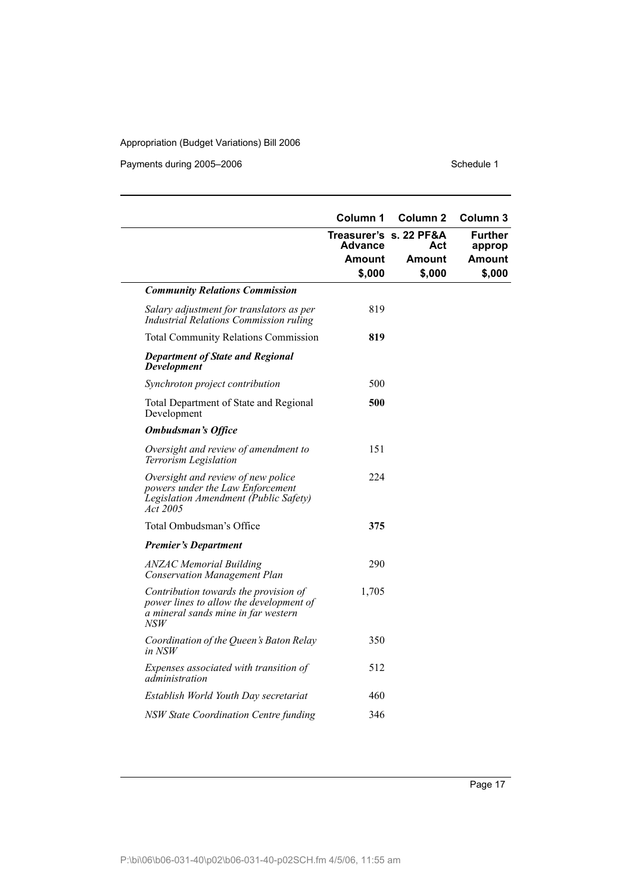| | Column 1 | Column 2 | Column 3 |
|---|---|---|---|
| | Treasurer's Advance | s. 22 PF&A Act | Further approp |
| | Amount | Amount | Amount |
| | $,000 | $,000 | $,000 |
| ***Community Relations Commission*** | | | |
| *Salary adjustment for translators as per Industrial Relations Commission ruling* | 819 | | |
| Total Community Relations Commission | **819** | | |
| ***Department of State and Regional Development*** | | | |
| *Synchroton project contribution* | 500 | | |
| Total Department of State and Regional Development | **500** | | |
| ***Ombudsman's Office*** | | | |
| *Oversight and review of amendment to Terrorism Legislation* | 151 | | |
| *Oversight and review of new police powers under the Law Enforcement Legislation Amendment (Public Safety) Act 2005* | 224 | | |
| Total Ombudsman's Office | **375** | | |
| ***Premier's Department*** | | | |
| *ANZAC Memorial Building Conservation Management Plan* | 290 | | |
| *Contribution towards the provision of power lines to allow the development of a mineral sands mine in far western NSW* | 1,705 | | |
| *Coordination of the Queen's Baton Relay in NSW* | 350 | | |
| *Expenses associated with transition of administration* | 512 | | |
| *Establish World Youth Day secretariat* | 460 | | |
| *NSW State Coordination Centre funding* | 346 | | |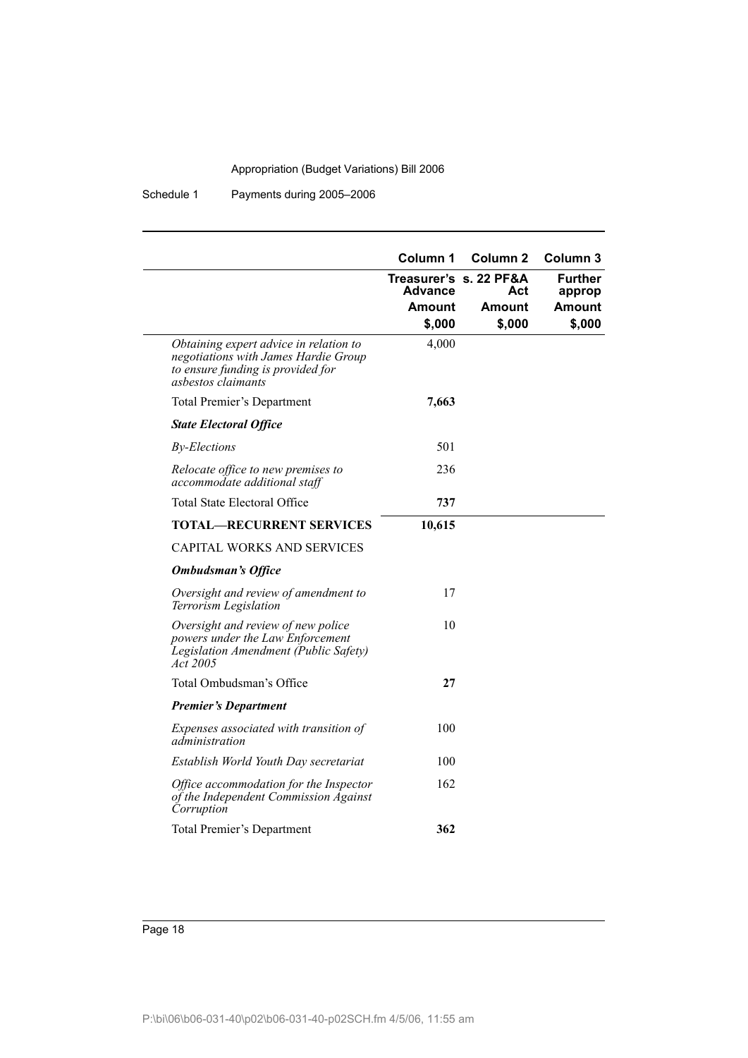|  | Column 1 | Column 2 | Column 3 |
|---|---|---|---|
|  | Treasurer's Advance | s. 22 PF&A Act | Further approp |
|  | Amount | Amount | Amount |
|  | $,000 | $,000 | $,000 |
| *Obtaining expert advice in relation to negotiations with James Hardie Group to ensure funding is provided for asbestos claimants* | 4,000 |  |  |
| Total Premier's Department | **7,663** |  |  |
| ***State Electoral Office*** |  |  |  |
| *By-Elections* | 501 |  |  |
| *Relocate office to new premises to accommodate additional staff* | 236 |  |  |
| Total State Electoral Office | **737** |  |  |
| **TOTAL—RECURRENT SERVICES** | **10,615** |  |  |
| CAPITAL WORKS AND SERVICES |  |  |  |
| ***Ombudsman's Office*** |  |  |  |
| *Oversight and review of amendment to Terrorism Legislation* | 17 |  |  |
| *Oversight and review of new police powers under the Law Enforcement Legislation Amendment (Public Safety) Act 2005* | 10 |  |  |
| Total Ombudsman's Office | **27** |  |  |
| ***Premier's Department*** |  |  |  |
| *Expenses associated with transition of administration* | 100 |  |  |
| *Establish World Youth Day secretariat* | 100 |  |  |
| *Office accommodation for the Inspector of the Independent Commission Against Corruption* | 162 |  |  |
| Total Premier's Department | **362** |  |  |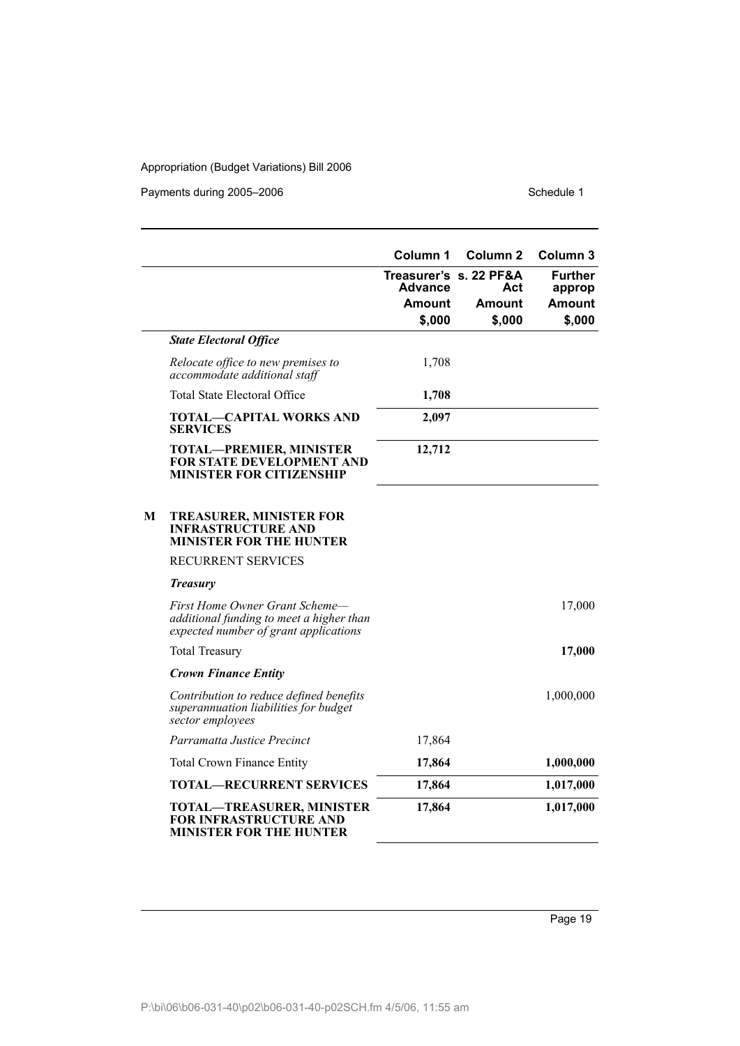| | | Column 1 | Column 2 | Column 3 |
|---|---|---|---|---|
| | | Treasurer's Advance | s. 22 PF&A Act | Further approp |
| | | Amount | Amount | Amount |
| | | $,000 | $,000 | $,000 |
| | ***State Electoral Office*** | | | |
| | *Relocate office to new premises to accommodate additional staff* | 1,708 | | |
| | Total State Electoral Office | **1,708** | | |
| | **TOTAL—CAPITAL WORKS AND SERVICES** | **2,097** | | |
| | **TOTAL—PREMIER, MINISTER FOR STATE DEVELOPMENT AND MINISTER FOR CITIZENSHIP** | **12,712** | | |
| **M** | **TREASURER, MINISTER FOR INFRASTRUCTURE AND MINISTER FOR THE HUNTER** | | | |
| | RECURRENT SERVICES | | | |
| | ***Treasury*** | | | |
| | *First Home Owner Grant Scheme—additional funding to meet a higher than expected number of grant applications* | | | 17,000 |
| | Total Treasury | | | **17,000** |
| | ***Crown Finance Entity*** | | | |
| | *Contribution to reduce defined benefits superannuation liabilities for budget sector employees* | | | 1,000,000 |
| | *Parramatta Justice Precinct* | 17,864 | | |
| | Total Crown Finance Entity | **17,864** | | **1,000,000** |
| | **TOTAL—RECURRENT SERVICES** | **17,864** | | **1,017,000** |
| | **TOTAL—TREASURER, MINISTER FOR INFRASTRUCTURE AND MINISTER FOR THE HUNTER** | **17,864** | | **1,017,000** |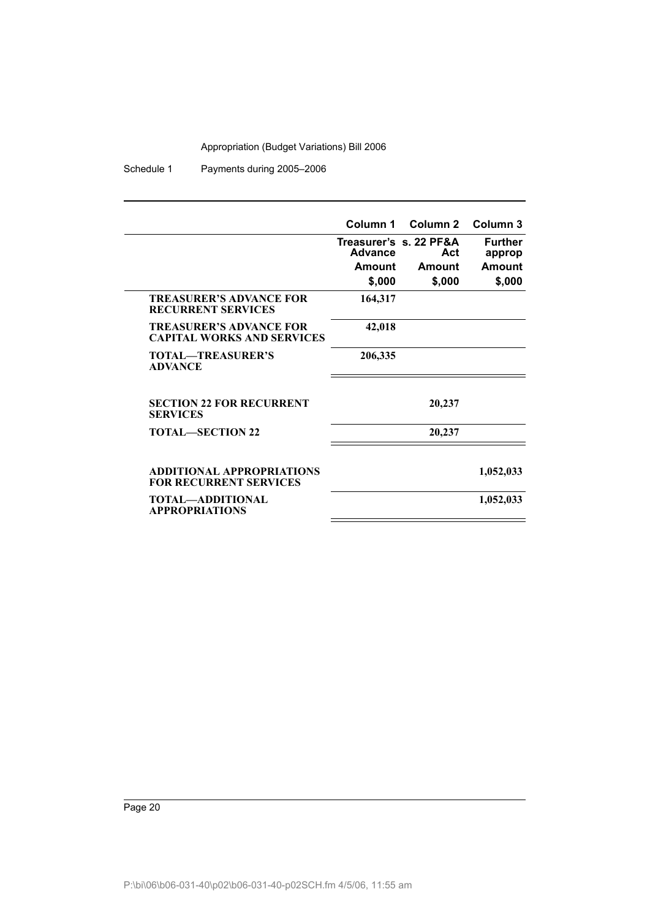| | Column 1 | Column 2 | Column 3 |
|---|---|---|---|
| | Treasurer's Advance | s. 22 PF&A Act | Further approp |
| | Amount | Amount | Amount |
| | $,000 | $,000 | $,000 |
| **TREASURER'S ADVANCE FOR RECURRENT SERVICES** | **164,317** | | |
| **TREASURER'S ADVANCE FOR CAPITAL WORKS AND SERVICES** | **42,018** | | |
| **TOTAL—TREASURER'S ADVANCE** | **206,335** | | |
| **SECTION 22 FOR RECURRENT SERVICES** | | **20,237** | |
| **TOTAL—SECTION 22** | | **20,237** | |
| **ADDITIONAL APPROPRIATIONS FOR RECURRENT SERVICES** | | | **1,052,033** |
| **TOTAL—ADDITIONAL APPROPRIATIONS** | | | **1,052,033** |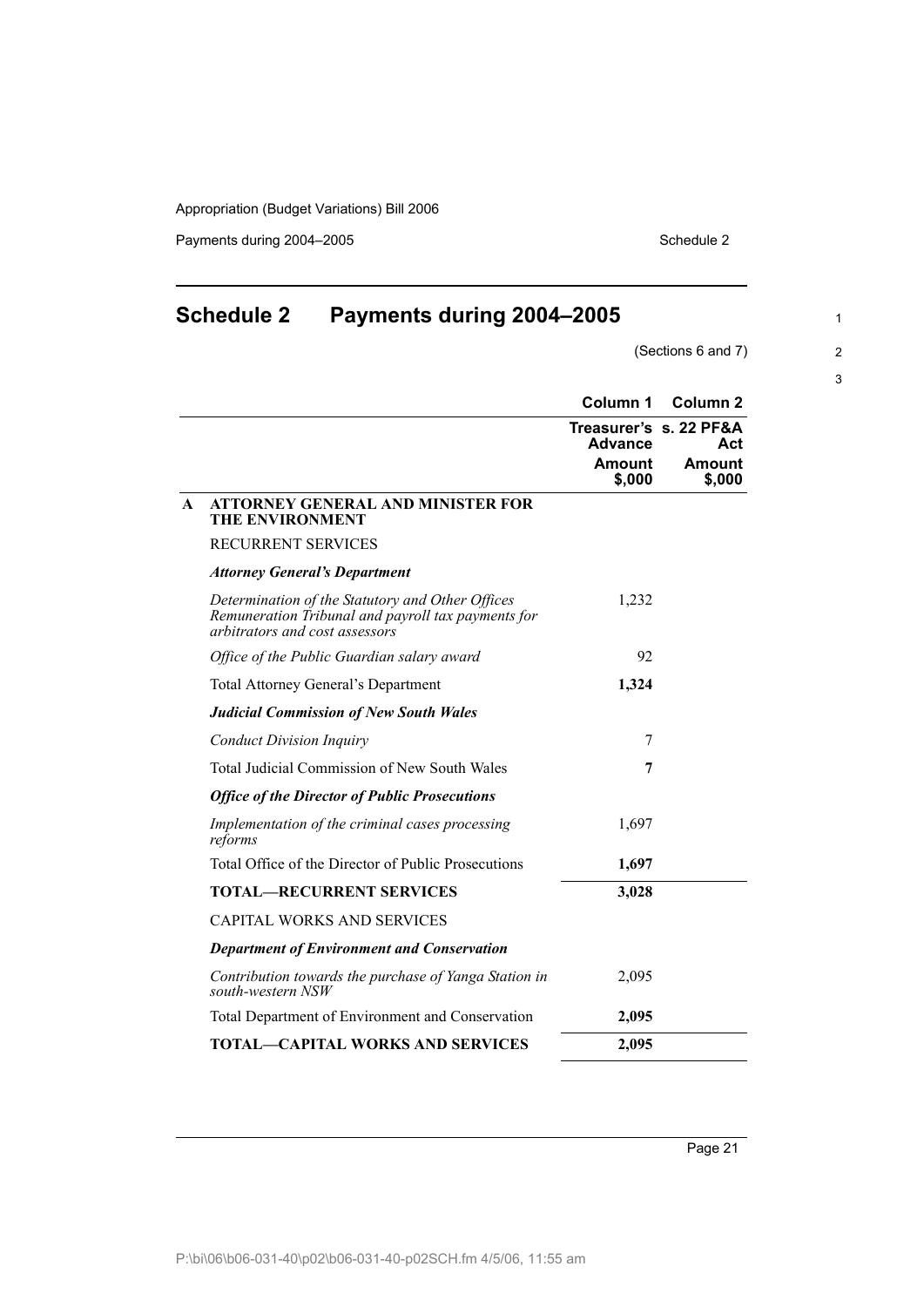# Schedule 2 Payments during 2004–2005

(Sections 6 and 7)

| | | Column 1 | Column 2 |
|---|---|---|---|
| | | Treasurer's Advance | s. 22 PF&A Act |
| | | Amount $,000 | Amount $,000 |
| **A** | **ATTORNEY GENERAL AND MINISTER FOR THE ENVIRONMENT** | | |
| | RECURRENT SERVICES | | |
| | ***Attorney General's Department*** | | |
| | *Determination of the Statutory and Other Offices Remuneration Tribunal and payroll tax payments for arbitrators and cost assessors* | 1,232 | |
| | *Office of the Public Guardian salary award* | 92 | |
| | Total Attorney General's Department | **1,324** | |
| | ***Judicial Commission of New South Wales*** | | |
| | *Conduct Division Inquiry* | 7 | |
| | Total Judicial Commission of New South Wales | **7** | |
| | ***Office of the Director of Public Prosecutions*** | | |
| | *Implementation of the criminal cases processing reforms* | 1,697 | |
| | Total Office of the Director of Public Prosecutions | **1,697** | |
| | **TOTAL—RECURRENT SERVICES** | **3,028** | |
| | CAPITAL WORKS AND SERVICES | | |
| | ***Department of Environment and Conservation*** | | |
| | *Contribution towards the purchase of Yanga Station in south-western NSW* | 2,095 | |
| | Total Department of Environment and Conservation | **2,095** | |
| | **TOTAL—CAPITAL WORKS AND SERVICES** | **2,095** | |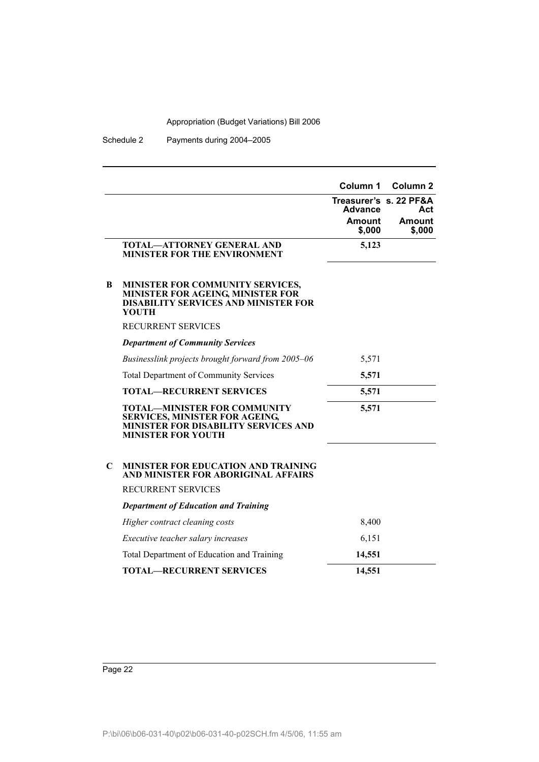| | | Column 1 | Column 2 |
|---|---|---|---|
| | | Treasurer's Advance | s. 22 PF&A Act |
| | | Amount $,000 | Amount $,000 |
| | **TOTAL—ATTORNEY GENERAL AND MINISTER FOR THE ENVIRONMENT** | **5,123** | |
| **B** | **MINISTER FOR COMMUNITY SERVICES, MINISTER FOR AGEING, MINISTER FOR DISABILITY SERVICES AND MINISTER FOR YOUTH** | | |
| | RECURRENT SERVICES | | |
| | ***Department of Community Services*** | | |
| | *Businesslink projects brought forward from 2005–06* | 5,571 | |
| | Total Department of Community Services | **5,571** | |
| | **TOTAL—RECURRENT SERVICES** | **5,571** | |
| | **TOTAL—MINISTER FOR COMMUNITY SERVICES, MINISTER FOR AGEING, MINISTER FOR DISABILITY SERVICES AND MINISTER FOR YOUTH** | **5,571** | |
| **C** | **MINISTER FOR EDUCATION AND TRAINING AND MINISTER FOR ABORIGINAL AFFAIRS** | | |
| | RECURRENT SERVICES | | |
| | ***Department of Education and Training*** | | |
| | *Higher contract cleaning costs* | 8,400 | |
| | *Executive teacher salary increases* | 6,151 | |
| | Total Department of Education and Training | **14,551** | |
| | **TOTAL—RECURRENT SERVICES** | **14,551** | |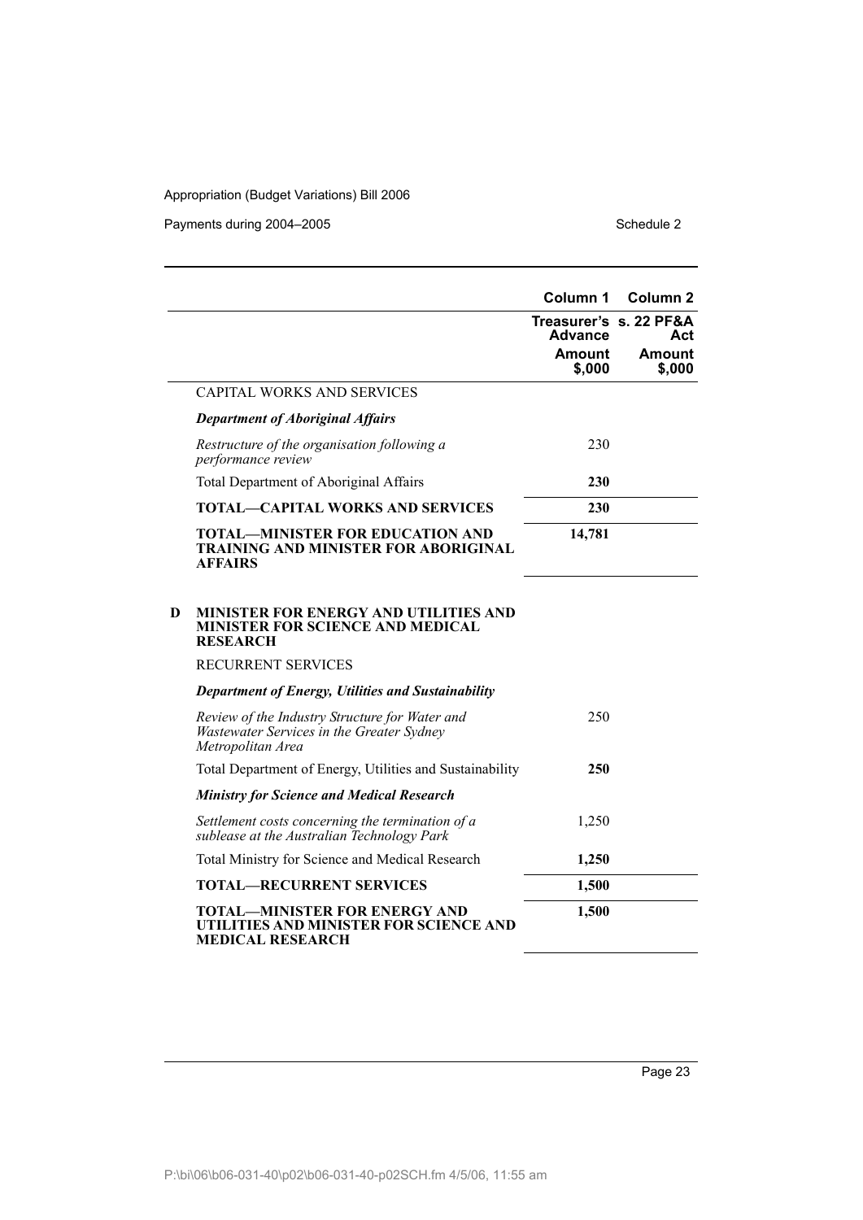| | Column 1 | Column 2 |
|---|---|---|
| | Treasurer's Advance | s. 22 PF&A Act |
| | Amount $,000 | Amount $,000 |
| CAPITAL WORKS AND SERVICES | | |
| ***Department of Aboriginal Affairs*** | | |
| *Restructure of the organisation following a performance review* | 230 | |
| Total Department of Aboriginal Affairs | **230** | |
| **TOTAL—CAPITAL WORKS AND SERVICES** | **230** | |
| **TOTAL—MINISTER FOR EDUCATION AND TRAINING AND MINISTER FOR ABORIGINAL AFFAIRS** | **14,781** | |
| **D MINISTER FOR ENERGY AND UTILITIES AND MINISTER FOR SCIENCE AND MEDICAL RESEARCH** | | |
| RECURRENT SERVICES | | |
| ***Department of Energy, Utilities and Sustainability*** | | |
| *Review of the Industry Structure for Water and Wastewater Services in the Greater Sydney Metropolitan Area* | 250 | |
| Total Department of Energy, Utilities and Sustainability | **250** | |
| ***Ministry for Science and Medical Research*** | | |
| *Settlement costs concerning the termination of a sublease at the Australian Technology Park* | 1,250 | |
| Total Ministry for Science and Medical Research | **1,250** | |
| **TOTAL—RECURRENT SERVICES** | **1,500** | |
| **TOTAL—MINISTER FOR ENERGY AND UTILITIES AND MINISTER FOR SCIENCE AND MEDICAL RESEARCH** | **1,500** | |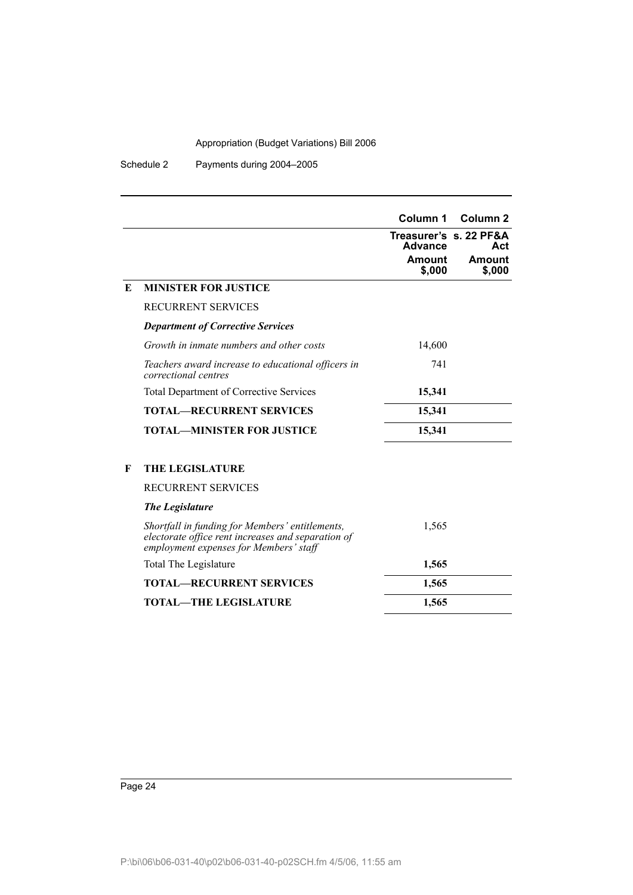| | | Column 1 | Column 2 |
|---|---|---|---|
| | | Treasurer's Advance | s. 22 PF&A Act |
| | | Amount $,000 | Amount $,000 |
| **E** | **MINISTER FOR JUSTICE** | | |
| | RECURRENT SERVICES | | |
| | ***Department of Corrective Services*** | | |
| | *Growth in inmate numbers and other costs* | 14,600 | |
| | *Teachers award increase to educational officers in correctional centres* | 741 | |
| | Total Department of Corrective Services | **15,341** | |
| | **TOTAL—RECURRENT SERVICES** | **15,341** | |
| | **TOTAL—MINISTER FOR JUSTICE** | **15,341** | |
| **F** | **THE LEGISLATURE** | | |
| | RECURRENT SERVICES | | |
| | ***The Legislature*** | | |
| | *Shortfall in funding for Members' entitlements, electorate office rent increases and separation of employment expenses for Members' staff* | 1,565 | |
| | Total The Legislature | **1,565** | |
| | **TOTAL—RECURRENT SERVICES** | **1,565** | |
| | **TOTAL—THE LEGISLATURE** | **1,565** | |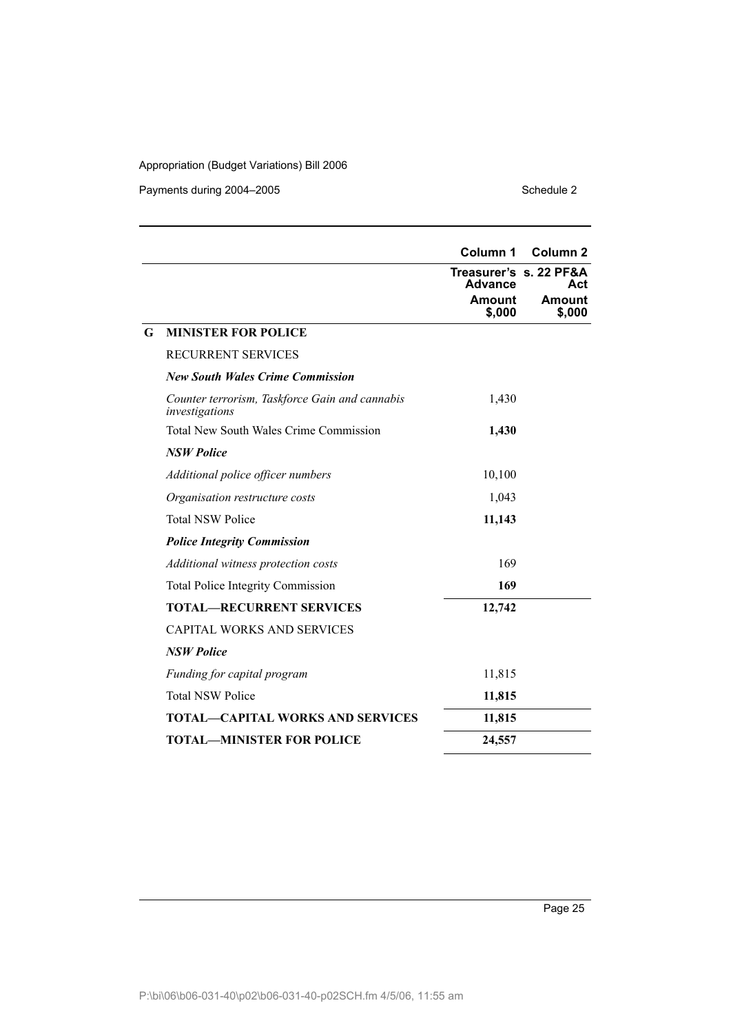| | | Column 1 | Column 2 |
|---|---|---|---|
| | | Treasurer's Advance | s. 22 PF&A Act |
| | | Amount $,000 | Amount $,000 |
| **G** | **MINISTER FOR POLICE** | | |
| | RECURRENT SERVICES | | |
| | ***New South Wales Crime Commission*** | | |
| | *Counter terrorism, Taskforce Gain and cannabis investigations* | 1,430 | |
| | Total New South Wales Crime Commission | **1,430** | |
| | ***NSW Police*** | | |
| | *Additional police officer numbers* | 10,100 | |
| | *Organisation restructure costs* | 1,043 | |
| | Total NSW Police | **11,143** | |
| | ***Police Integrity Commission*** | | |
| | *Additional witness protection costs* | 169 | |
| | Total Police Integrity Commission | **169** | |
| | **TOTAL—RECURRENT SERVICES** | **12,742** | |
| | CAPITAL WORKS AND SERVICES | | |
| | ***NSW Police*** | | |
| | *Funding for capital program* | 11,815 | |
| | Total NSW Police | **11,815** | |
| | **TOTAL—CAPITAL WORKS AND SERVICES** | **11,815** | |
| | **TOTAL—MINISTER FOR POLICE** | **24,557** | |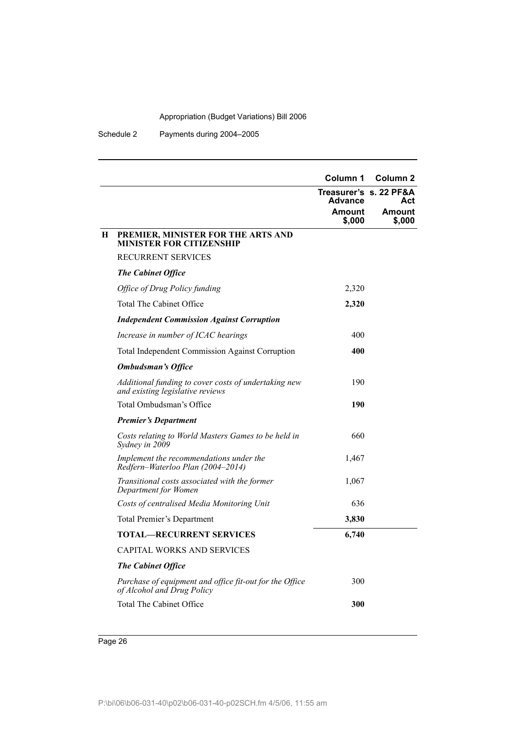| | Column 1 | Column 2 |
|---|---|---|
| | Treasurer's Advance | s. 22 PF&A Act |
| | Amount $,000 | Amount $,000 |
| **H PREMIER, MINISTER FOR THE ARTS AND MINISTER FOR CITIZENSHIP** | | |
| RECURRENT SERVICES | | |
| ***The Cabinet Office*** | | |
| *Office of Drug Policy funding* | 2,320 | |
| Total The Cabinet Office | **2,320** | |
| ***Independent Commission Against Corruption*** | | |
| *Increase in number of ICAC hearings* | 400 | |
| Total Independent Commission Against Corruption | **400** | |
| ***Ombudsman's Office*** | | |
| *Additional funding to cover costs of undertaking new and existing legislative reviews* | 190 | |
| Total Ombudsman's Office | **190** | |
| ***Premier's Department*** | | |
| *Costs relating to World Masters Games to be held in Sydney in 2009* | 660 | |
| *Implement the recommendations under the Redfern–Waterloo Plan (2004–2014)* | 1,467 | |
| *Transitional costs associated with the former Department for Women* | 1,067 | |
| *Costs of centralised Media Monitoring Unit* | 636 | |
| Total Premier's Department | **3,830** | |
| **TOTAL—RECURRENT SERVICES** | **6,740** | |
| CAPITAL WORKS AND SERVICES | | |
| ***The Cabinet Office*** | | |
| *Purchase of equipment and office fit-out for the Office of Alcohol and Drug Policy* | 300 | |
| Total The Cabinet Office | **300** | |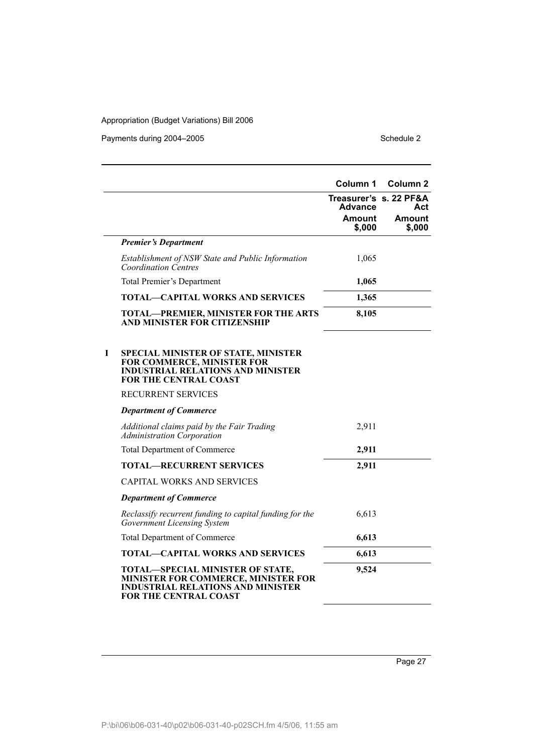| | Column 1 | Column 2 |
|---|---|---|
| | Treasurer's Advance | s. 22 PF&A Act |
| | Amount $,000 | Amount $,000 |
| ***Premier's Department*** | | |
| *Establishment of NSW State and Public Information Coordination Centres* | 1,065 | |
| Total Premier's Department | **1,065** | |
| **TOTAL—CAPITAL WORKS AND SERVICES** | **1,365** | |
| **TOTAL—PREMIER, MINISTER FOR THE ARTS AND MINISTER FOR CITIZENSHIP** | **8,105** | |
| **I SPECIAL MINISTER OF STATE, MINISTER FOR COMMERCE, MINISTER FOR INDUSTRIAL RELATIONS AND MINISTER FOR THE CENTRAL COAST** | | |
| RECURRENT SERVICES | | |
| ***Department of Commerce*** | | |
| *Additional claims paid by the Fair Trading Administration Corporation* | 2,911 | |
| Total Department of Commerce | **2,911** | |
| **TOTAL—RECURRENT SERVICES** | **2,911** | |
| CAPITAL WORKS AND SERVICES | | |
| ***Department of Commerce*** | | |
| *Reclassify recurrent funding to capital funding for the Government Licensing System* | 6,613 | |
| Total Department of Commerce | **6,613** | |
| **TOTAL—CAPITAL WORKS AND SERVICES** | **6,613** | |
| **TOTAL—SPECIAL MINISTER OF STATE, MINISTER FOR COMMERCE, MINISTER FOR INDUSTRIAL RELATIONS AND MINISTER FOR THE CENTRAL COAST** | **9,524** | |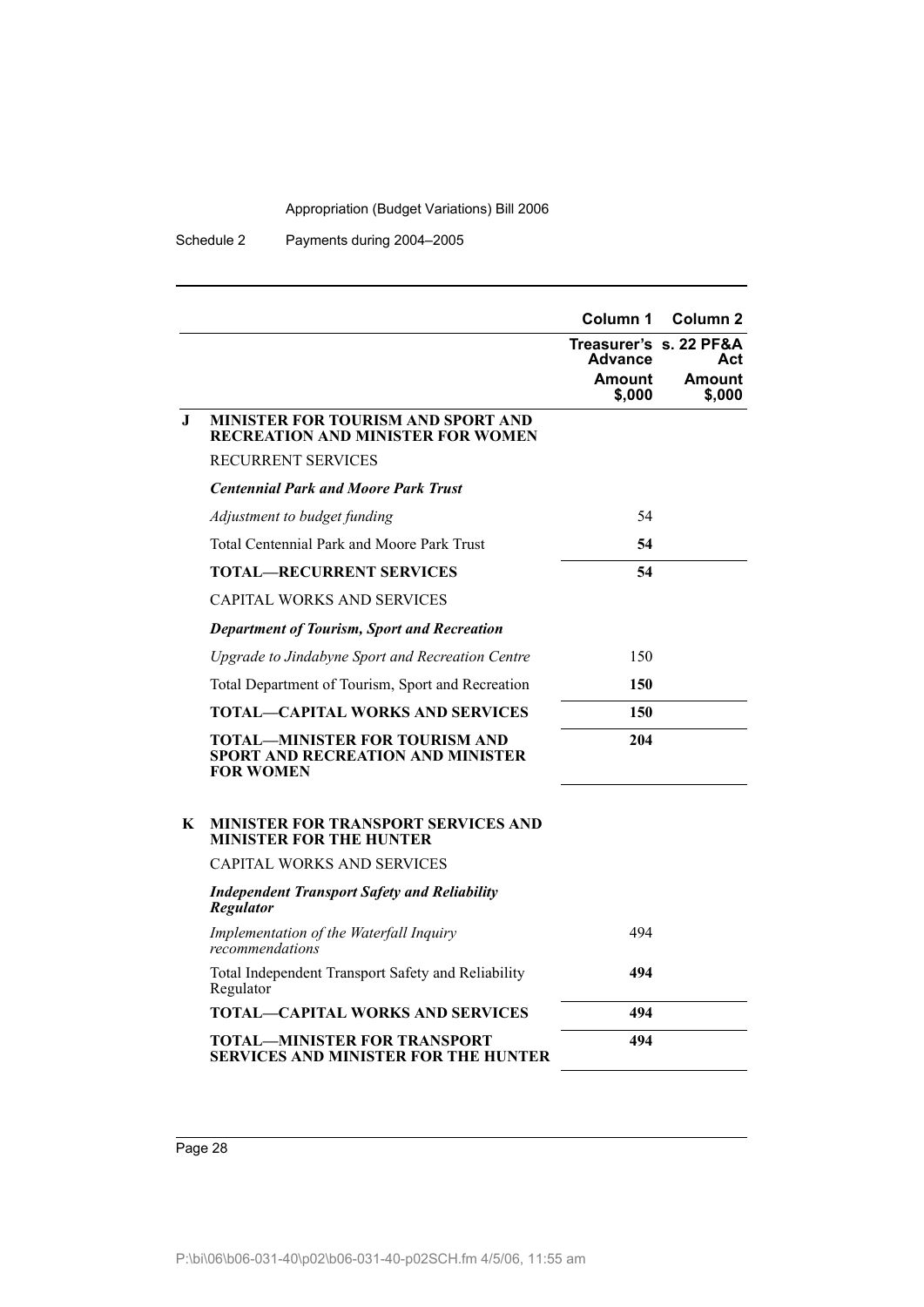| | Column 1 | Column 2 |
|---|---|---|
| | Treasurer's Advance | s. 22 PF&A Act |
| | Amount $,000 | Amount $,000 |
| **J MINISTER FOR TOURISM AND SPORT AND RECREATION AND MINISTER FOR WOMEN** | | |
| RECURRENT SERVICES | | |
| ***Centennial Park and Moore Park Trust*** | | |
| *Adjustment to budget funding* | 54 | |
| Total Centennial Park and Moore Park Trust | **54** | |
| **TOTAL—RECURRENT SERVICES** | **54** | |
| CAPITAL WORKS AND SERVICES | | |
| ***Department of Tourism, Sport and Recreation*** | | |
| *Upgrade to Jindabyne Sport and Recreation Centre* | 150 | |
| Total Department of Tourism, Sport and Recreation | **150** | |
| **TOTAL—CAPITAL WORKS AND SERVICES** | **150** | |
| **TOTAL—MINISTER FOR TOURISM AND SPORT AND RECREATION AND MINISTER FOR WOMEN** | **204** | |
| **K MINISTER FOR TRANSPORT SERVICES AND MINISTER FOR THE HUNTER** | | |
| CAPITAL WORKS AND SERVICES | | |
| ***Independent Transport Safety and Reliability Regulator*** | | |
| *Implementation of the Waterfall Inquiry recommendations* | 494 | |
| Total Independent Transport Safety and Reliability Regulator | **494** | |
| **TOTAL—CAPITAL WORKS AND SERVICES** | **494** | |
| **TOTAL—MINISTER FOR TRANSPORT SERVICES AND MINISTER FOR THE HUNTER** | **494** | |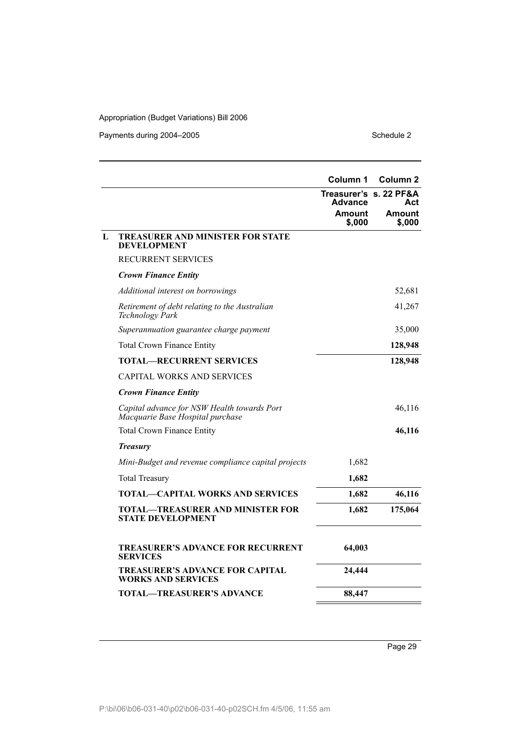| | | Column 1 | Column 2 |
|---|---|---|---|
| | | Treasurer's Advance | s. 22 PF&A Act |
| | | Amount $,000 | Amount $,000 |
| **L** | **TREASURER AND MINISTER FOR STATE DEVELOPMENT** | | |
| | RECURRENT SERVICES | | |
| | ***Crown Finance Entity*** | | |
| | *Additional interest on borrowings* | | 52,681 |
| | *Retirement of debt relating to the Australian Technology Park* | | 41,267 |
| | *Superannuation guarantee charge payment* | | 35,000 |
| | Total Crown Finance Entity | | **128,948** |
| | **TOTAL—RECURRENT SERVICES** | | **128,948** |
| | CAPITAL WORKS AND SERVICES | | |
| | ***Crown Finance Entity*** | | |
| | *Capital advance for NSW Health towards Port Macquarie Base Hospital purchase* | | 46,116 |
| | Total Crown Finance Entity | | **46,116** |
| | ***Treasury*** | | |
| | *Mini-Budget and revenue compliance capital projects* | 1,682 | |
| | Total Treasury | **1,682** | |
| | **TOTAL—CAPITAL WORKS AND SERVICES** | **1,682** | **46,116** |
| | **TOTAL—TREASURER AND MINISTER FOR STATE DEVELOPMENT** | **1,682** | **175,064** |
| | **TREASURER'S ADVANCE FOR RECURRENT SERVICES** | **64,003** | |
| | **TREASURER'S ADVANCE FOR CAPITAL WORKS AND SERVICES** | **24,444** | |
| | **TOTAL—TREASURER'S ADVANCE** | **88,447** | |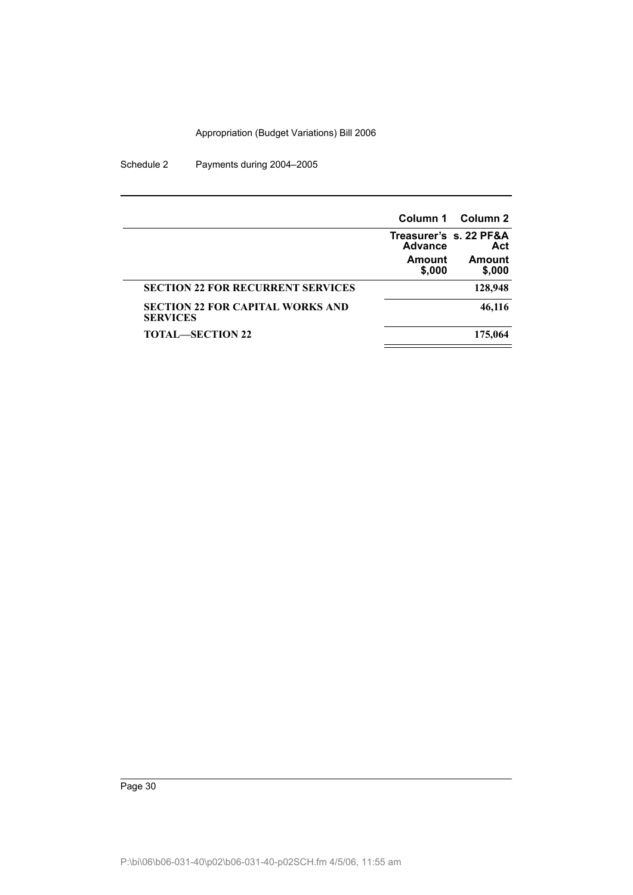| | Column 1 | Column 2 |
|---|---|---|
| | Treasurer's Advance | s. 22 PF&A Act |
| | Amount $,000 | Amount $,000 |
| **SECTION 22 FOR RECURRENT SERVICES** | | **128,948** |
| **SECTION 22 FOR CAPITAL WORKS AND SERVICES** | | **46,116** |
| **TOTAL—SECTION 22** | | **175,064** |